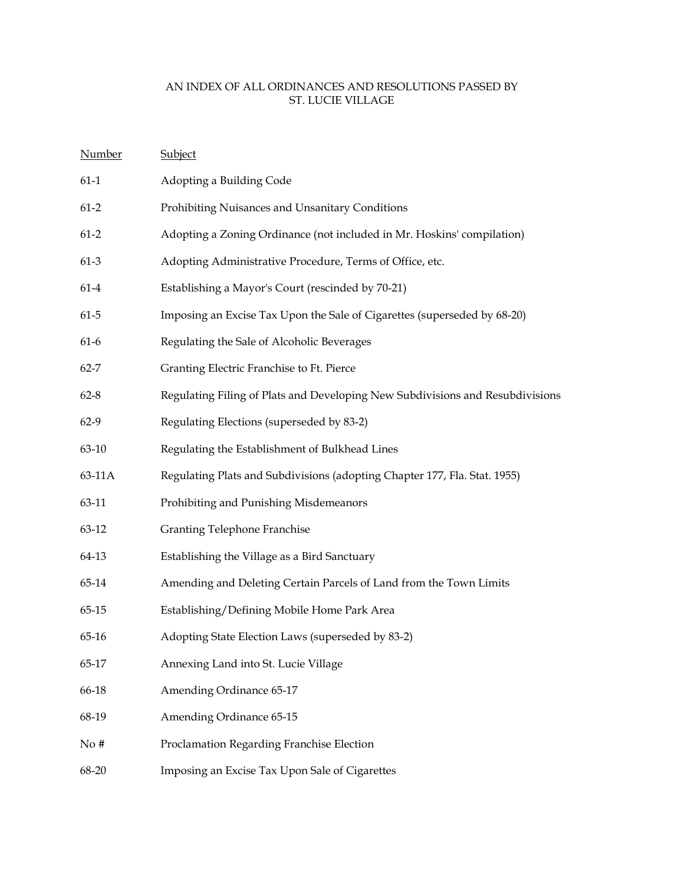# AN INDEX OF ALL ORDINANCES AND RESOLUTIONS PASSED BY ST. LUCIE VILLAGE

| Number | Subject |
|---|---|
| 61-1 | Adopting a Building Code |
| 61-2 | Prohibiting Nuisances and Unsanitary Conditions |
| 61-2 | Adopting a Zoning Ordinance (not included in Mr. Hoskins' compilation) |
| 61-3 | Adopting Administrative Procedure, Terms of Office, etc. |
| 61-4 | Establishing a Mayor's Court (rescinded by 70-21) |
| 61-5 | Imposing an Excise Tax Upon the Sale of Cigarettes (superseded by 68-20) |
| 61-6 | Regulating the Sale of Alcoholic Beverages |
| 62-7 | Granting Electric Franchise to Ft. Pierce |
| 62-8 | Regulating Filing of Plats and Developing New Subdivisions and Resubdivisions |
| 62-9 | Regulating Elections (superseded by 83-2) |
| 63-10 | Regulating the Establishment of Bulkhead Lines |
| 63-11A | Regulating Plats and Subdivisions (adopting Chapter 177, Fla. Stat. 1955) |
| 63-11 | Prohibiting and Punishing Misdemeanors |
| 63-12 | Granting Telephone Franchise |
| 64-13 | Establishing the Village as a Bird Sanctuary |
| 65-14 | Amending and Deleting Certain Parcels of Land from the Town Limits |
| 65-15 | Establishing/Defining Mobile Home Park Area |
| 65-16 | Adopting State Election Laws (superseded by 83-2) |
| 65-17 | Annexing Land into St. Lucie Village |
| 66-18 | Amending Ordinance 65-17 |
| 68-19 | Amending Ordinance 65-15 |
| No # | Proclamation Regarding Franchise Election |
| 68-20 | Imposing an Excise Tax Upon Sale of Cigarettes |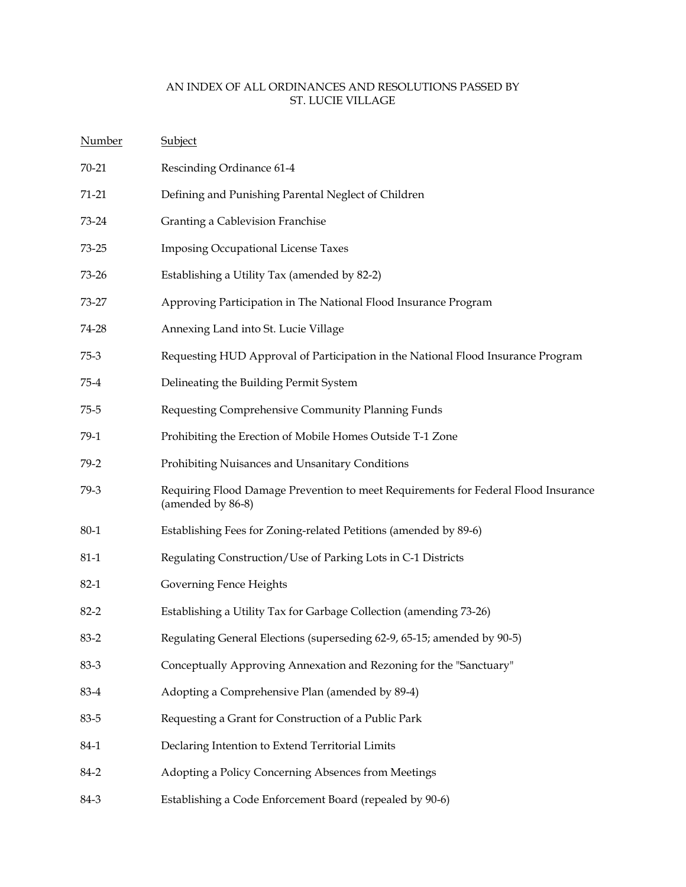AN INDEX OF ALL ORDINANCES AND RESOLUTIONS PASSED BY
ST. LUCIE VILLAGE

| Number | Subject |
| --- | --- |
| 70-21 | Rescinding Ordinance 61-4 |
| 71-21 | Defining and Punishing Parental Neglect of Children |
| 73-24 | Granting a Cablevision Franchise |
| 73-25 | Imposing Occupational License Taxes |
| 73-26 | Establishing a Utility Tax (amended by 82-2) |
| 73-27 | Approving Participation in The National Flood Insurance Program |
| 74-28 | Annexing Land into St. Lucie Village |
| 75-3 | Requesting HUD Approval of Participation in the National Flood Insurance Program |
| 75-4 | Delineating the Building Permit System |
| 75-5 | Requesting Comprehensive Community Planning Funds |
| 79-1 | Prohibiting the Erection of Mobile Homes Outside T-1 Zone |
| 79-2 | Prohibiting Nuisances and Unsanitary Conditions |
| 79-3 | Requiring Flood Damage Prevention to meet Requirements for Federal Flood Insurance (amended by 86-8) |
| 80-1 | Establishing Fees for Zoning-related Petitions (amended by 89-6) |
| 81-1 | Regulating Construction/Use of Parking Lots in C-1 Districts |
| 82-1 | Governing Fence Heights |
| 82-2 | Establishing a Utility Tax for Garbage Collection (amending 73-26) |
| 83-2 | Regulating General Elections (superseding 62-9, 65-15; amended by 90-5) |
| 83-3 | Conceptually Approving Annexation and Rezoning for the "Sanctuary" |
| 83-4 | Adopting a Comprehensive Plan (amended by 89-4) |
| 83-5 | Requesting a Grant for Construction of a Public Park |
| 84-1 | Declaring Intention to Extend Territorial Limits |
| 84-2 | Adopting a Policy Concerning Absences from Meetings |
| 84-3 | Establishing a Code Enforcement Board (repealed by 90-6) |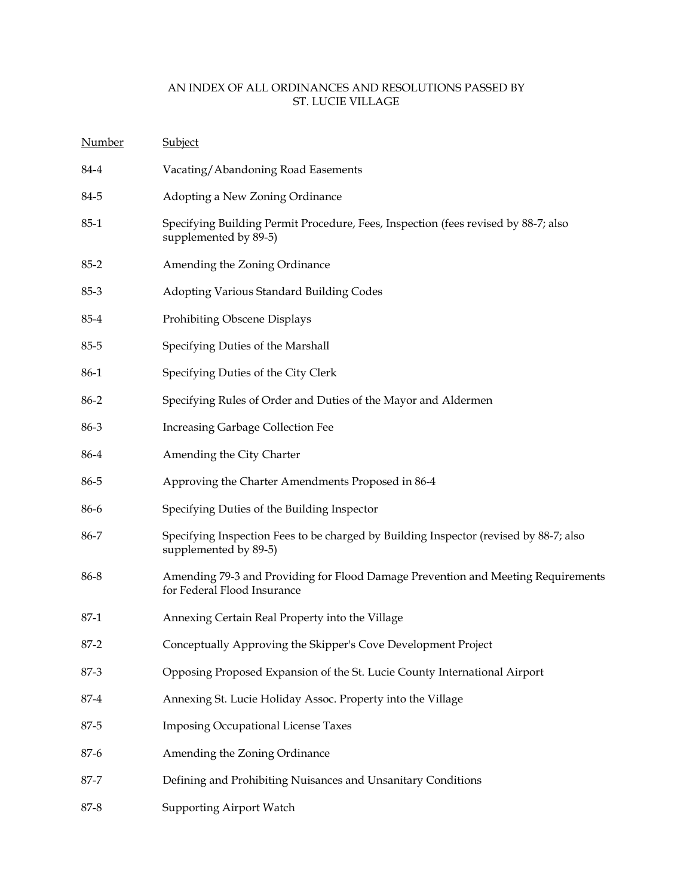# AN INDEX OF ALL ORDINANCES AND RESOLUTIONS PASSED BY ST. LUCIE VILLAGE

| Number | Subject |
| --- | --- |
| 84-4 | Vacating/Abandoning Road Easements |
| 84-5 | Adopting a New Zoning Ordinance |
| 85-1 | Specifying Building Permit Procedure, Fees, Inspection (fees revised by 88-7; also supplemented by 89-5) |
| 85-2 | Amending the Zoning Ordinance |
| 85-3 | Adopting Various Standard Building Codes |
| 85-4 | Prohibiting Obscene Displays |
| 85-5 | Specifying Duties of the Marshall |
| 86-1 | Specifying Duties of the City Clerk |
| 86-2 | Specifying Rules of Order and Duties of the Mayor and Aldermen |
| 86-3 | Increasing Garbage Collection Fee |
| 86-4 | Amending the City Charter |
| 86-5 | Approving the Charter Amendments Proposed in 86-4 |
| 86-6 | Specifying Duties of the Building Inspector |
| 86-7 | Specifying Inspection Fees to be charged by Building Inspector (revised by 88-7; also supplemented by 89-5) |
| 86-8 | Amending 79-3 and Providing for Flood Damage Prevention and Meeting Requirements for Federal Flood Insurance |
| 87-1 | Annexing Certain Real Property into the Village |
| 87-2 | Conceptually Approving the Skipper's Cove Development Project |
| 87-3 | Opposing Proposed Expansion of the St. Lucie County International Airport |
| 87-4 | Annexing St. Lucie Holiday Assoc. Property into the Village |
| 87-5 | Imposing Occupational License Taxes |
| 87-6 | Amending the Zoning Ordinance |
| 87-7 | Defining and Prohibiting Nuisances and Unsanitary Conditions |
| 87-8 | Supporting Airport Watch |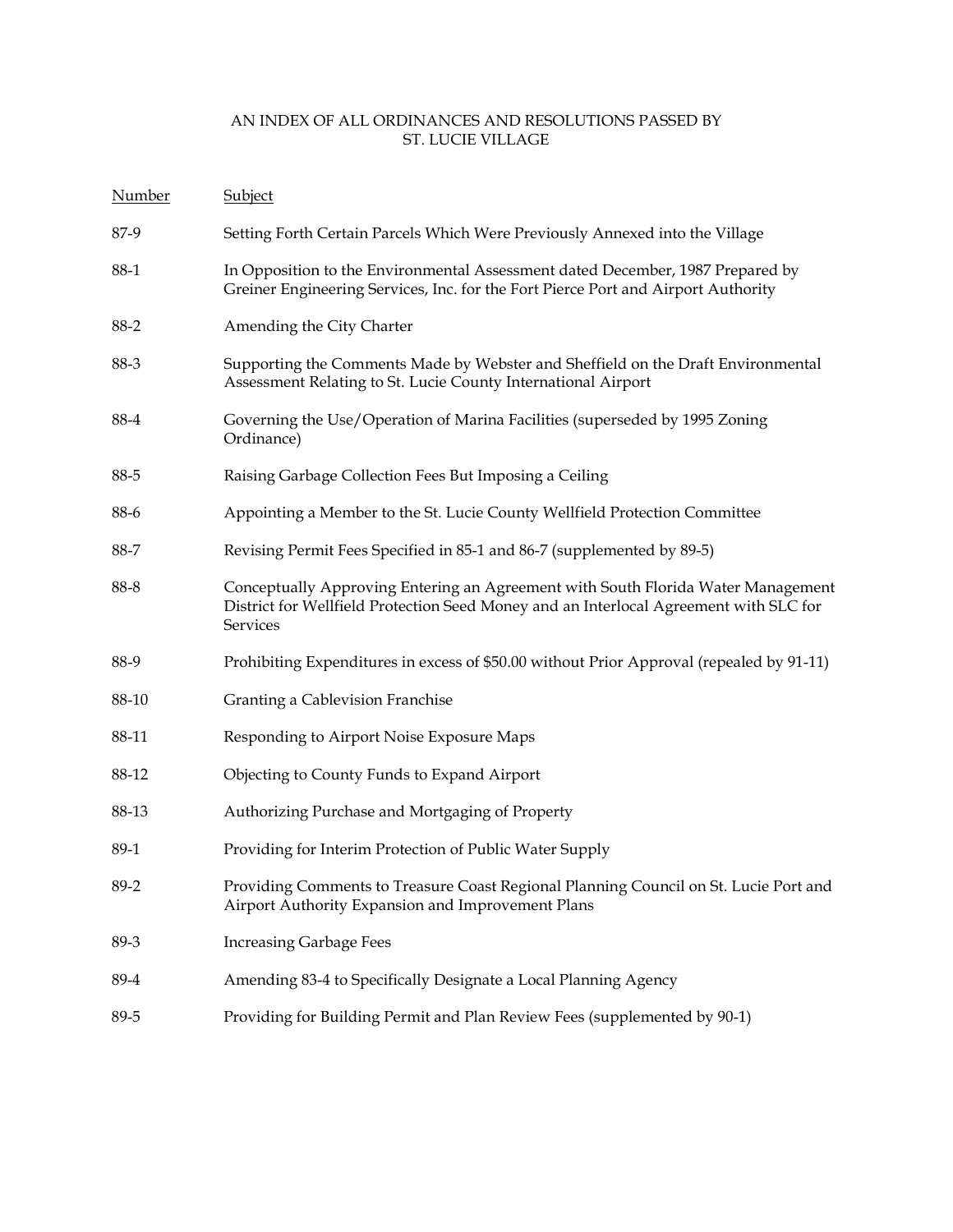# AN INDEX OF ALL ORDINANCES AND RESOLUTIONS PASSED BY ST. LUCIE VILLAGE

| Number | Subject |
|---|---|
| 87-9 | Setting Forth Certain Parcels Which Were Previously Annexed into the Village |
| 88-1 | In Opposition to the Environmental Assessment dated December, 1987 Prepared by Greiner Engineering Services, Inc. for the Fort Pierce Port and Airport Authority |
| 88-2 | Amending the City Charter |
| 88-3 | Supporting the Comments Made by Webster and Sheffield on the Draft Environmental Assessment Relating to St. Lucie County International Airport |
| 88-4 | Governing the Use/Operation of Marina Facilities (superseded by 1995 Zoning Ordinance) |
| 88-5 | Raising Garbage Collection Fees But Imposing a Ceiling |
| 88-6 | Appointing a Member to the St. Lucie County Wellfield Protection Committee |
| 88-7 | Revising Permit Fees Specified in 85-1 and 86-7 (supplemented by 89-5) |
| 88-8 | Conceptually Approving Entering an Agreement with South Florida Water Management District for Wellfield Protection Seed Money and an Interlocal Agreement with SLC for Services |
| 88-9 | Prohibiting Expenditures in excess of $50.00 without Prior Approval (repealed by 91-11) |
| 88-10 | Granting a Cablevision Franchise |
| 88-11 | Responding to Airport Noise Exposure Maps |
| 88-12 | Objecting to County Funds to Expand Airport |
| 88-13 | Authorizing Purchase and Mortgaging of Property |
| 89-1 | Providing for Interim Protection of Public Water Supply |
| 89-2 | Providing Comments to Treasure Coast Regional Planning Council on St. Lucie Port and Airport Authority Expansion and Improvement Plans |
| 89-3 | Increasing Garbage Fees |
| 89-4 | Amending 83-4 to Specifically Designate a Local Planning Agency |
| 89-5 | Providing for Building Permit and Plan Review Fees (supplemented by 90-1) |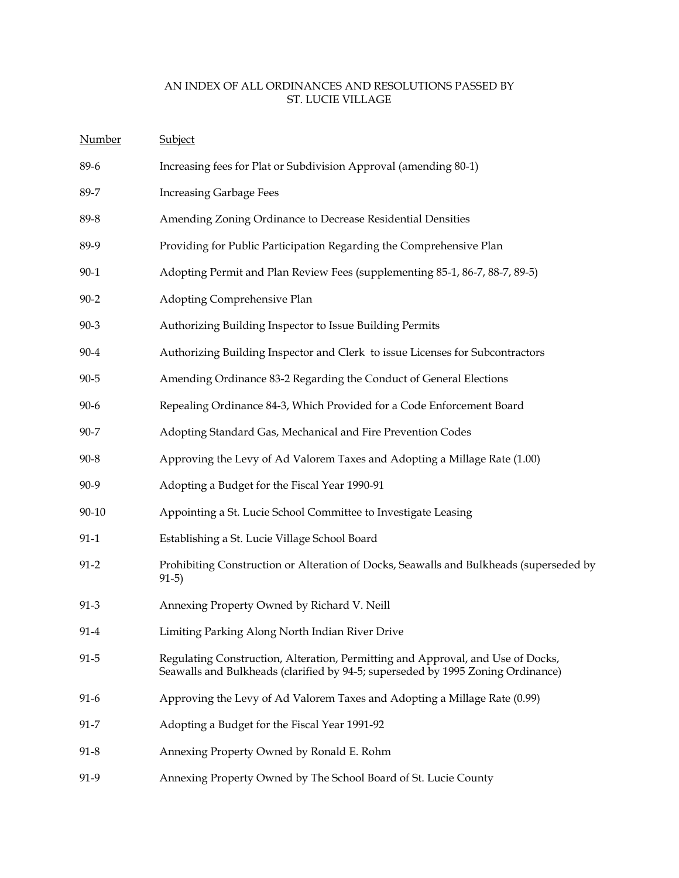AN INDEX OF ALL ORDINANCES AND RESOLUTIONS PASSED BY
ST. LUCIE VILLAGE

| Number | Subject |
| --- | --- |
| 89-6 | Increasing fees for Plat or Subdivision Approval (amending 80-1) |
| 89-7 | Increasing Garbage Fees |
| 89-8 | Amending Zoning Ordinance to Decrease Residential Densities |
| 89-9 | Providing for Public Participation Regarding the Comprehensive Plan |
| 90-1 | Adopting Permit and Plan Review Fees (supplementing 85-1, 86-7, 88-7, 89-5) |
| 90-2 | Adopting Comprehensive Plan |
| 90-3 | Authorizing Building Inspector to Issue Building Permits |
| 90-4 | Authorizing Building Inspector and Clerk to issue Licenses for Subcontractors |
| 90-5 | Amending Ordinance 83-2 Regarding the Conduct of General Elections |
| 90-6 | Repealing Ordinance 84-3, Which Provided for a Code Enforcement Board |
| 90-7 | Adopting Standard Gas, Mechanical and Fire Prevention Codes |
| 90-8 | Approving the Levy of Ad Valorem Taxes and Adopting a Millage Rate (1.00) |
| 90-9 | Adopting a Budget for the Fiscal Year 1990-91 |
| 90-10 | Appointing a St. Lucie School Committee to Investigate Leasing |
| 91-1 | Establishing a St. Lucie Village School Board |
| 91-2 | Prohibiting Construction or Alteration of Docks, Seawalls and Bulkheads (superseded by 91-5) |
| 91-3 | Annexing Property Owned by Richard V. Neill |
| 91-4 | Limiting Parking Along North Indian River Drive |
| 91-5 | Regulating Construction, Alteration, Permitting and Approval, and Use of Docks, Seawalls and Bulkheads (clarified by 94-5; superseded by 1995 Zoning Ordinance) |
| 91-6 | Approving the Levy of Ad Valorem Taxes and Adopting a Millage Rate (0.99) |
| 91-7 | Adopting a Budget for the Fiscal Year 1991-92 |
| 91-8 | Annexing Property Owned by Ronald E. Rohm |
| 91-9 | Annexing Property Owned by The School Board of St. Lucie County |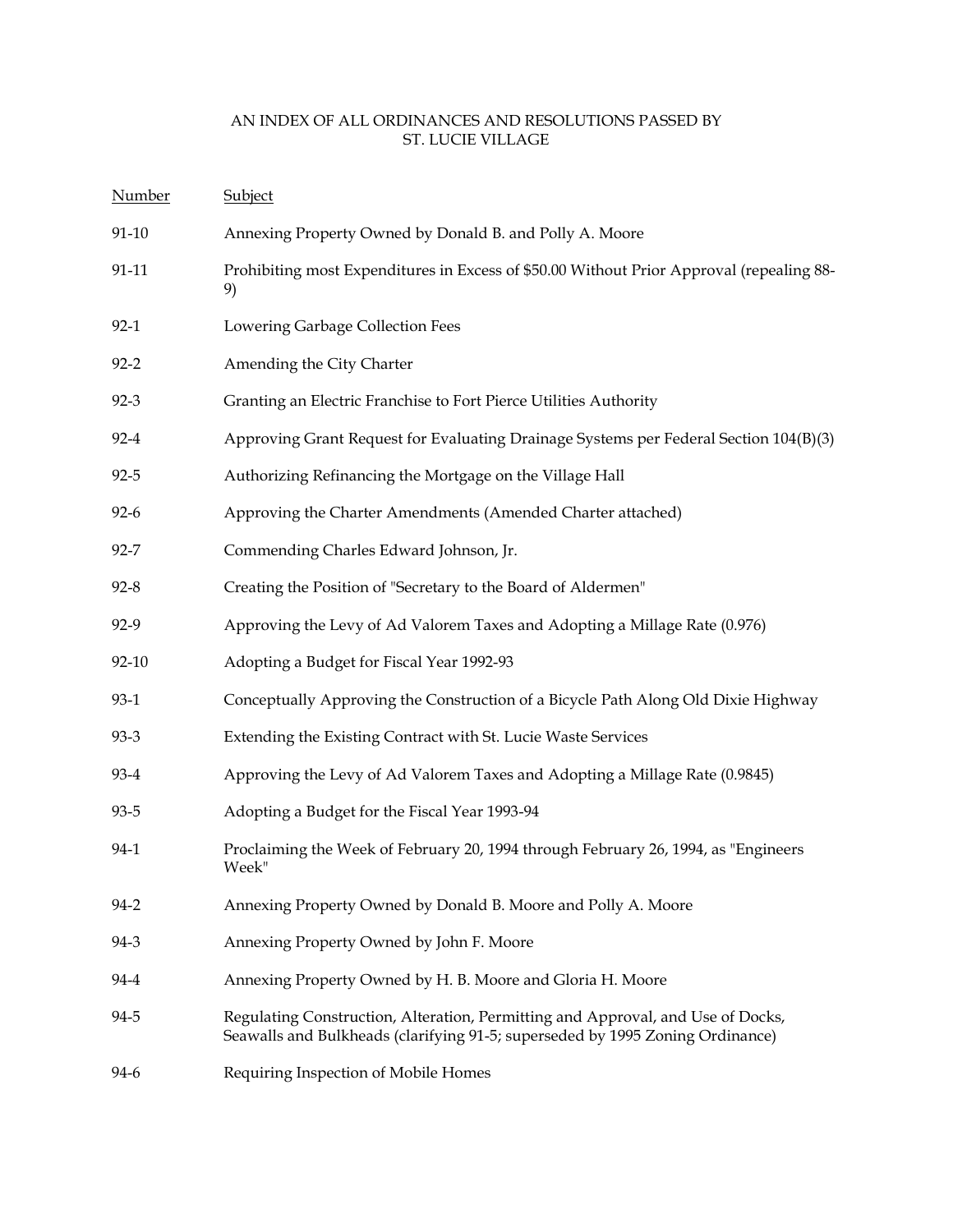AN INDEX OF ALL ORDINANCES AND RESOLUTIONS PASSED BY
ST. LUCIE VILLAGE

| Number | Subject |
| --- | --- |
| 91-10 | Annexing Property Owned by Donald B. and Polly A. Moore |
| 91-11 | Prohibiting most Expenditures in Excess of $50.00 Without Prior Approval (repealing 88-9) |
| 92-1 | Lowering Garbage Collection Fees |
| 92-2 | Amending the City Charter |
| 92-3 | Granting an Electric Franchise to Fort Pierce Utilities Authority |
| 92-4 | Approving Grant Request for Evaluating Drainage Systems per Federal Section 104(B)(3) |
| 92-5 | Authorizing Refinancing the Mortgage on the Village Hall |
| 92-6 | Approving the Charter Amendments (Amended Charter attached) |
| 92-7 | Commending Charles Edward Johnson, Jr. |
| 92-8 | Creating the Position of "Secretary to the Board of Aldermen" |
| 92-9 | Approving the Levy of Ad Valorem Taxes and Adopting a Millage Rate (0.976) |
| 92-10 | Adopting a Budget for Fiscal Year 1992-93 |
| 93-1 | Conceptually Approving the Construction of a Bicycle Path Along Old Dixie Highway |
| 93-3 | Extending the Existing Contract with St. Lucie Waste Services |
| 93-4 | Approving the Levy of Ad Valorem Taxes and Adopting a Millage Rate (0.9845) |
| 93-5 | Adopting a Budget for the Fiscal Year 1993-94 |
| 94-1 | Proclaiming the Week of February 20, 1994 through February 26, 1994, as "Engineers Week" |
| 94-2 | Annexing Property Owned by Donald B. Moore and Polly A. Moore |
| 94-3 | Annexing Property Owned by John F. Moore |
| 94-4 | Annexing Property Owned by H. B. Moore and Gloria H. Moore |
| 94-5 | Regulating Construction, Alteration, Permitting and Approval, and Use of Docks, Seawalls and Bulkheads (clarifying 91-5; superseded by 1995 Zoning Ordinance) |
| 94-6 | Requiring Inspection of Mobile Homes |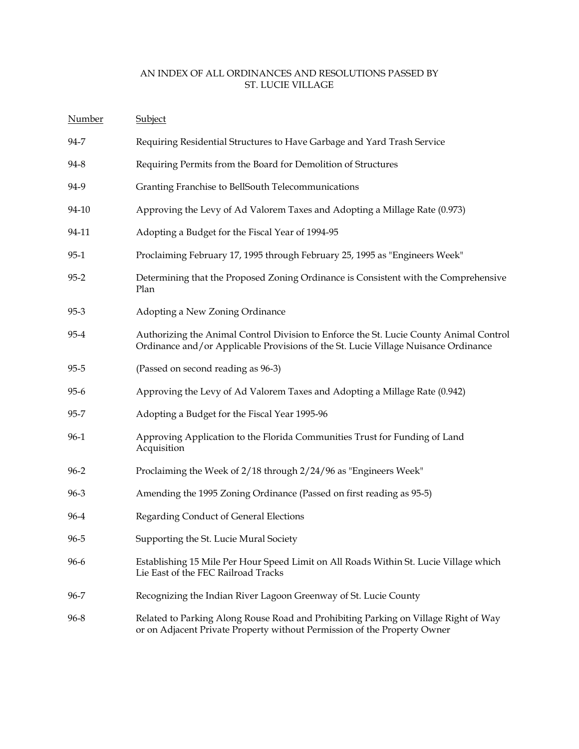AN INDEX OF ALL ORDINANCES AND RESOLUTIONS PASSED BY ST. LUCIE VILLAGE

| Number | Subject |
|---|---|
| 94-7 | Requiring Residential Structures to Have Garbage and Yard Trash Service |
| 94-8 | Requiring Permits from the Board for Demolition of Structures |
| 94-9 | Granting Franchise to BellSouth Telecommunications |
| 94-10 | Approving the Levy of Ad Valorem Taxes and Adopting a Millage Rate (0.973) |
| 94-11 | Adopting a Budget for the Fiscal Year of 1994-95 |
| 95-1 | Proclaiming February 17, 1995 through February 25, 1995 as "Engineers Week" |
| 95-2 | Determining that the Proposed Zoning Ordinance is Consistent with the Comprehensive Plan |
| 95-3 | Adopting a New Zoning Ordinance |
| 95-4 | Authorizing the Animal Control Division to Enforce the St. Lucie County Animal Control Ordinance and/or Applicable Provisions of the St. Lucie Village Nuisance Ordinance |
| 95-5 | (Passed on second reading as 96-3) |
| 95-6 | Approving the Levy of Ad Valorem Taxes and Adopting a Millage Rate (0.942) |
| 95-7 | Adopting a Budget for the Fiscal Year 1995-96 |
| 96-1 | Approving Application to the Florida Communities Trust for Funding of Land Acquisition |
| 96-2 | Proclaiming the Week of 2/18 through 2/24/96 as "Engineers Week" |
| 96-3 | Amending the 1995 Zoning Ordinance (Passed on first reading as 95-5) |
| 96-4 | Regarding Conduct of General Elections |
| 96-5 | Supporting the St. Lucie Mural Society |
| 96-6 | Establishing 15 Mile Per Hour Speed Limit on All Roads Within St. Lucie Village which Lie East of the FEC Railroad Tracks |
| 96-7 | Recognizing the Indian River Lagoon Greenway of St. Lucie County |
| 96-8 | Related to Parking Along Rouse Road and Prohibiting Parking on Village Right of Way or on Adjacent Private Property without Permission of the Property Owner |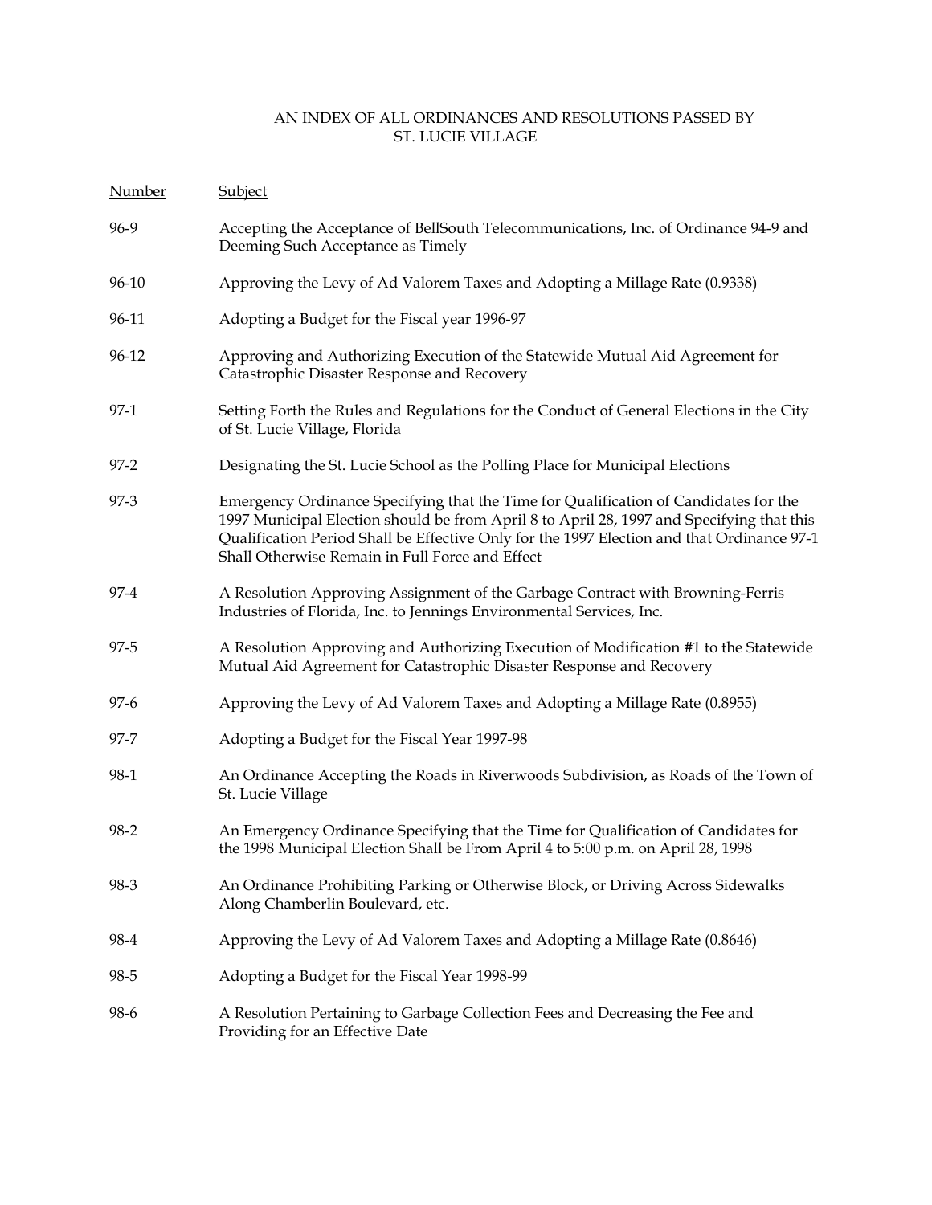AN INDEX OF ALL ORDINANCES AND RESOLUTIONS PASSED BY ST. LUCIE VILLAGE

| Number | Subject |
|---|---|
| 96-9 | Accepting the Acceptance of BellSouth Telecommunications, Inc. of Ordinance 94-9 and Deeming Such Acceptance as Timely |
| 96-10 | Approving the Levy of Ad Valorem Taxes and Adopting a Millage Rate (0.9338) |
| 96-11 | Adopting a Budget for the Fiscal year 1996-97 |
| 96-12 | Approving and Authorizing Execution of the Statewide Mutual Aid Agreement for Catastrophic Disaster Response and Recovery |
| 97-1 | Setting Forth the Rules and Regulations for the Conduct of General Elections in the City of St. Lucie Village, Florida |
| 97-2 | Designating the St. Lucie School as the Polling Place for Municipal Elections |
| 97-3 | Emergency Ordinance Specifying that the Time for Qualification of Candidates for the 1997 Municipal Election should be from April 8 to April 28, 1997 and Specifying that this Qualification Period Shall be Effective Only for the 1997 Election and that Ordinance 97-1 Shall Otherwise Remain in Full Force and Effect |
| 97-4 | A Resolution Approving Assignment of the Garbage Contract with Browning-Ferris Industries of Florida, Inc. to Jennings Environmental Services, Inc. |
| 97-5 | A Resolution Approving and Authorizing Execution of Modification #1 to the Statewide Mutual Aid Agreement for Catastrophic Disaster Response and Recovery |
| 97-6 | Approving the Levy of Ad Valorem Taxes and Adopting a Millage Rate (0.8955) |
| 97-7 | Adopting a Budget for the Fiscal Year 1997-98 |
| 98-1 | An Ordinance Accepting the Roads in Riverwoods Subdivision, as Roads of the Town of St. Lucie Village |
| 98-2 | An Emergency Ordinance Specifying that the Time for Qualification of Candidates for the 1998 Municipal Election Shall be From April 4 to 5:00 p.m. on April 28, 1998 |
| 98-3 | An Ordinance Prohibiting Parking or Otherwise Block, or Driving Across Sidewalks Along Chamberlin Boulevard, etc. |
| 98-4 | Approving the Levy of Ad Valorem Taxes and Adopting a Millage Rate (0.8646) |
| 98-5 | Adopting a Budget for the Fiscal Year 1998-99 |
| 98-6 | A Resolution Pertaining to Garbage Collection Fees and Decreasing the Fee and Providing for an Effective Date |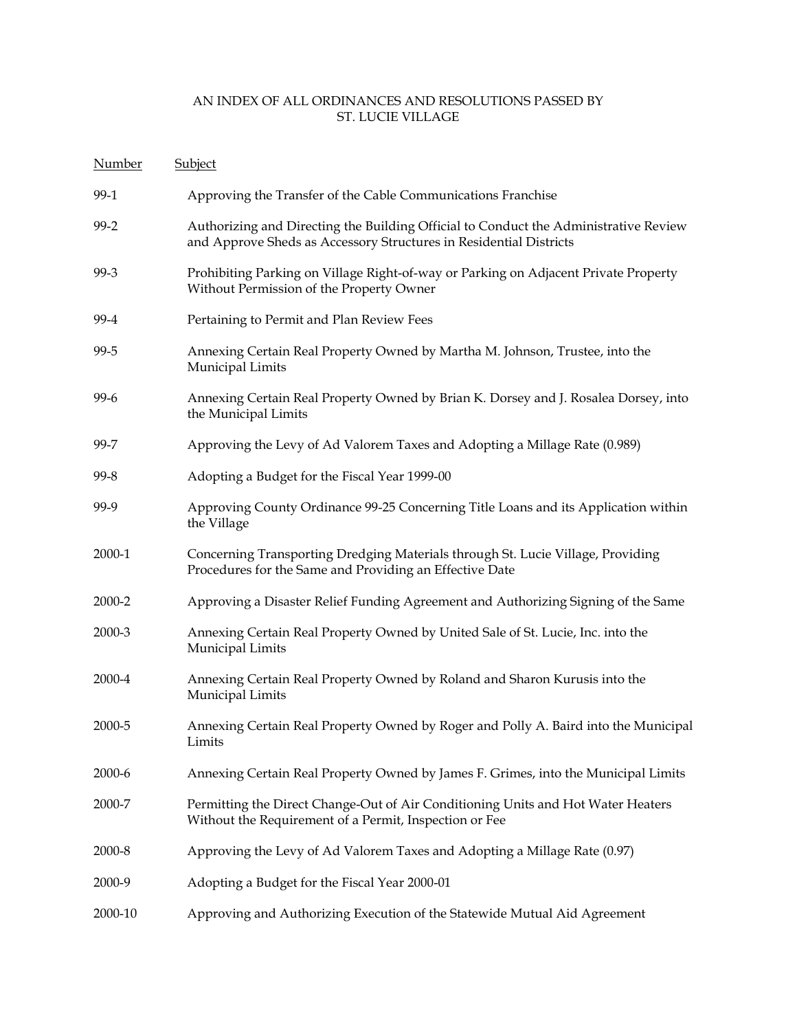AN INDEX OF ALL ORDINANCES AND RESOLUTIONS PASSED BY ST. LUCIE VILLAGE

| Number | Subject |
| --- | --- |
| 99-1 | Approving the Transfer of the Cable Communications Franchise |
| 99-2 | Authorizing and Directing the Building Official to Conduct the Administrative Review and Approve Sheds as Accessory Structures in Residential Districts |
| 99-3 | Prohibiting Parking on Village Right-of-way or Parking on Adjacent Private Property Without Permission of the Property Owner |
| 99-4 | Pertaining to Permit and Plan Review Fees |
| 99-5 | Annexing Certain Real Property Owned by Martha M. Johnson, Trustee, into the Municipal Limits |
| 99-6 | Annexing Certain Real Property Owned by Brian K. Dorsey and J. Rosalea Dorsey, into the Municipal Limits |
| 99-7 | Approving the Levy of Ad Valorem Taxes and Adopting a Millage Rate (0.989) |
| 99-8 | Adopting a Budget for the Fiscal Year 1999-00 |
| 99-9 | Approving County Ordinance 99-25 Concerning Title Loans and its Application within the Village |
| 2000-1 | Concerning Transporting Dredging Materials through St. Lucie Village, Providing Procedures for the Same and Providing an Effective Date |
| 2000-2 | Approving a Disaster Relief Funding Agreement and Authorizing Signing of the Same |
| 2000-3 | Annexing Certain Real Property Owned by United Sale of St. Lucie, Inc. into the Municipal Limits |
| 2000-4 | Annexing Certain Real Property Owned by Roland and Sharon Kurusis into the Municipal Limits |
| 2000-5 | Annexing Certain Real Property Owned by Roger and Polly A. Baird into the Municipal Limits |
| 2000-6 | Annexing Certain Real Property Owned by James F. Grimes, into the Municipal Limits |
| 2000-7 | Permitting the Direct Change-Out of Air Conditioning Units and Hot Water Heaters Without the Requirement of a Permit, Inspection or Fee |
| 2000-8 | Approving the Levy of Ad Valorem Taxes and Adopting a Millage Rate (0.97) |
| 2000-9 | Adopting a Budget for the Fiscal Year 2000-01 |
| 2000-10 | Approving and Authorizing Execution of the Statewide Mutual Aid Agreement |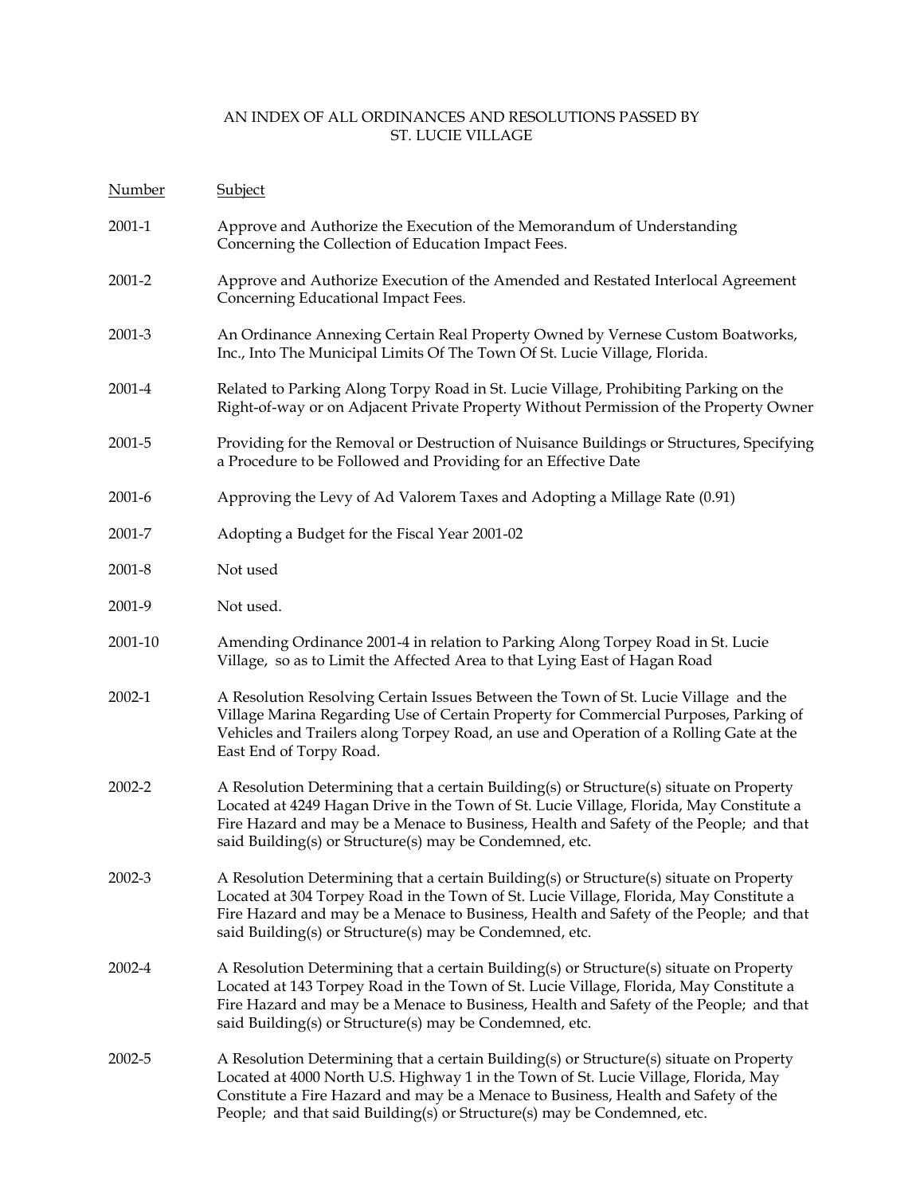AN INDEX OF ALL ORDINANCES AND RESOLUTIONS PASSED BY ST. LUCIE VILLAGE

| Number | Subject |
|---|---|
| 2001-1 | Approve and Authorize the Execution of the Memorandum of Understanding Concerning the Collection of Education Impact Fees. |
| 2001-2 | Approve and Authorize Execution of the Amended and Restated Interlocal Agreement Concerning Educational Impact Fees. |
| 2001-3 | An Ordinance Annexing Certain Real Property Owned by Vernese Custom Boatworks, Inc., Into The Municipal Limits Of The Town Of St. Lucie Village, Florida. |
| 2001-4 | Related to Parking Along Torpy Road in St. Lucie Village, Prohibiting Parking on the Right-of-way or on Adjacent Private Property Without Permission of the Property Owner |
| 2001-5 | Providing for the Removal or Destruction of Nuisance Buildings or Structures, Specifying a Procedure to be Followed and Providing for an Effective Date |
| 2001-6 | Approving the Levy of Ad Valorem Taxes and Adopting a Millage Rate (0.91) |
| 2001-7 | Adopting a Budget for the Fiscal Year 2001-02 |
| 2001-8 | Not used |
| 2001-9 | Not used. |
| 2001-10 | Amending Ordinance 2001-4 in relation to Parking Along Torpey Road in St. Lucie Village, so as to Limit the Affected Area to that Lying East of Hagan Road |
| 2002-1 | A Resolution Resolving Certain Issues Between the Town of St. Lucie Village and the Village Marina Regarding Use of Certain Property for Commercial Purposes, Parking of Vehicles and Trailers along Torpey Road, an use and Operation of a Rolling Gate at the East End of Torpy Road. |
| 2002-2 | A Resolution Determining that a certain Building(s) or Structure(s) situate on Property Located at 4249 Hagan Drive in the Town of St. Lucie Village, Florida, May Constitute a Fire Hazard and may be a Menace to Business, Health and Safety of the People; and that said Building(s) or Structure(s) may be Condemned, etc. |
| 2002-3 | A Resolution Determining that a certain Building(s) or Structure(s) situate on Property Located at 304 Torpey Road in the Town of St. Lucie Village, Florida, May Constitute a Fire Hazard and may be a Menace to Business, Health and Safety of the People; and that said Building(s) or Structure(s) may be Condemned, etc. |
| 2002-4 | A Resolution Determining that a certain Building(s) or Structure(s) situate on Property Located at 143 Torpey Road in the Town of St. Lucie Village, Florida, May Constitute a Fire Hazard and may be a Menace to Business, Health and Safety of the People; and that said Building(s) or Structure(s) may be Condemned, etc. |
| 2002-5 | A Resolution Determining that a certain Building(s) or Structure(s) situate on Property Located at 4000 North U.S. Highway 1 in the Town of St. Lucie Village, Florida, May Constitute a Fire Hazard and may be a Menace to Business, Health and Safety of the People; and that said Building(s) or Structure(s) may be Condemned, etc. |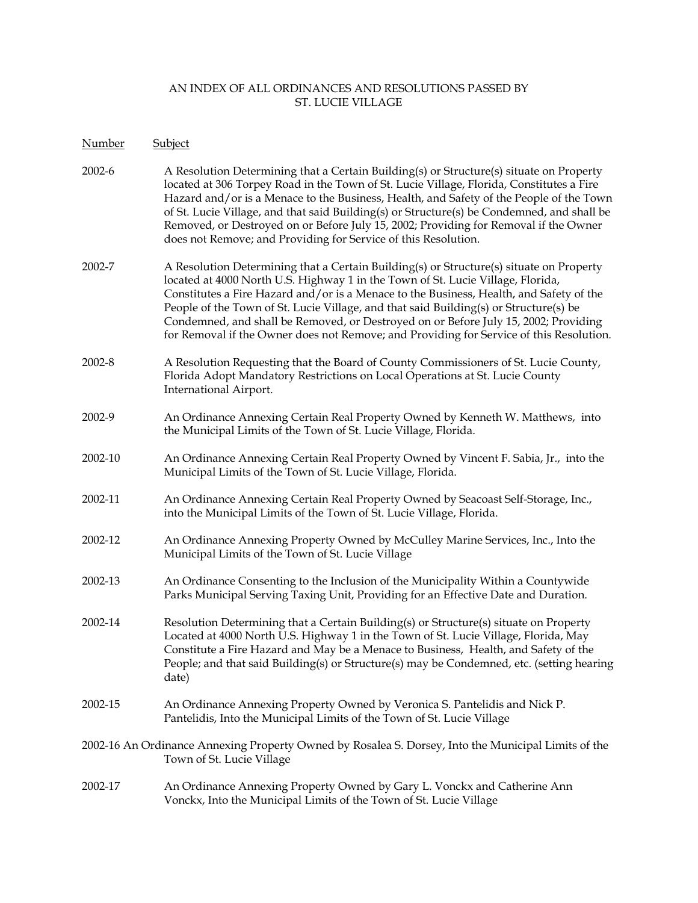AN INDEX OF ALL ORDINANCES AND RESOLUTIONS PASSED BY
ST. LUCIE VILLAGE

| Number | Subject |
|---|---|
| 2002-6 | A Resolution Determining that a Certain Building(s) or Structure(s) situate on Property located at 306 Torpey Road in the Town of St. Lucie Village, Florida, Constitutes a Fire Hazard and/or is a Menace to the Business, Health, and Safety of the People of the Town of St. Lucie Village, and that said Building(s) or Structure(s) be Condemned, and shall be Removed, or Destroyed on or Before July 15, 2002; Providing for Removal if the Owner does not Remove; and Providing for Service of this Resolution. |
| 2002-7 | A Resolution Determining that a Certain Building(s) or Structure(s) situate on Property located at 4000 North U.S. Highway 1 in the Town of St. Lucie Village, Florida, Constitutes a Fire Hazard and/or is a Menace to the Business, Health, and Safety of the People of the Town of St. Lucie Village, and that said Building(s) or Structure(s) be Condemned, and shall be Removed, or Destroyed on or Before July 15, 2002; Providing for Removal if the Owner does not Remove; and Providing for Service of this Resolution. |
| 2002-8 | A Resolution Requesting that the Board of County Commissioners of St. Lucie County, Florida Adopt Mandatory Restrictions on Local Operations at St. Lucie County International Airport. |
| 2002-9 | An Ordinance Annexing Certain Real Property Owned by Kenneth W. Matthews, into the Municipal Limits of the Town of St. Lucie Village, Florida. |
| 2002-10 | An Ordinance Annexing Certain Real Property Owned by Vincent F. Sabia, Jr., into the Municipal Limits of the Town of St. Lucie Village, Florida. |
| 2002-11 | An Ordinance Annexing Certain Real Property Owned by Seacoast Self-Storage, Inc., into the Municipal Limits of the Town of St. Lucie Village, Florida. |
| 2002-12 | An Ordinance Annexing Property Owned by McCulley Marine Services, Inc., Into the Municipal Limits of the Town of St. Lucie Village |
| 2002-13 | An Ordinance Consenting to the Inclusion of the Municipality Within a Countywide Parks Municipal Serving Taxing Unit, Providing for an Effective Date and Duration. |
| 2002-14 | Resolution Determining that a Certain Building(s) or Structure(s) situate on Property Located at 4000 North U.S. Highway 1 in the Town of St. Lucie Village, Florida, May Constitute a Fire Hazard and May be a Menace to Business, Health, and Safety of the People; and that said Building(s) or Structure(s) may be Condemned, etc. (setting hearing date) |
| 2002-15 | An Ordinance Annexing Property Owned by Veronica S. Pantelidis and Nick P. Pantelidis, Into the Municipal Limits of the Town of St. Lucie Village |
| 2002-16 | An Ordinance Annexing Property Owned by Rosalea S. Dorsey, Into the Municipal Limits of the Town of St. Lucie Village |
| 2002-17 | An Ordinance Annexing Property Owned by Gary L. Vonckx and Catherine Ann Vonckx, Into the Municipal Limits of the Town of St. Lucie Village |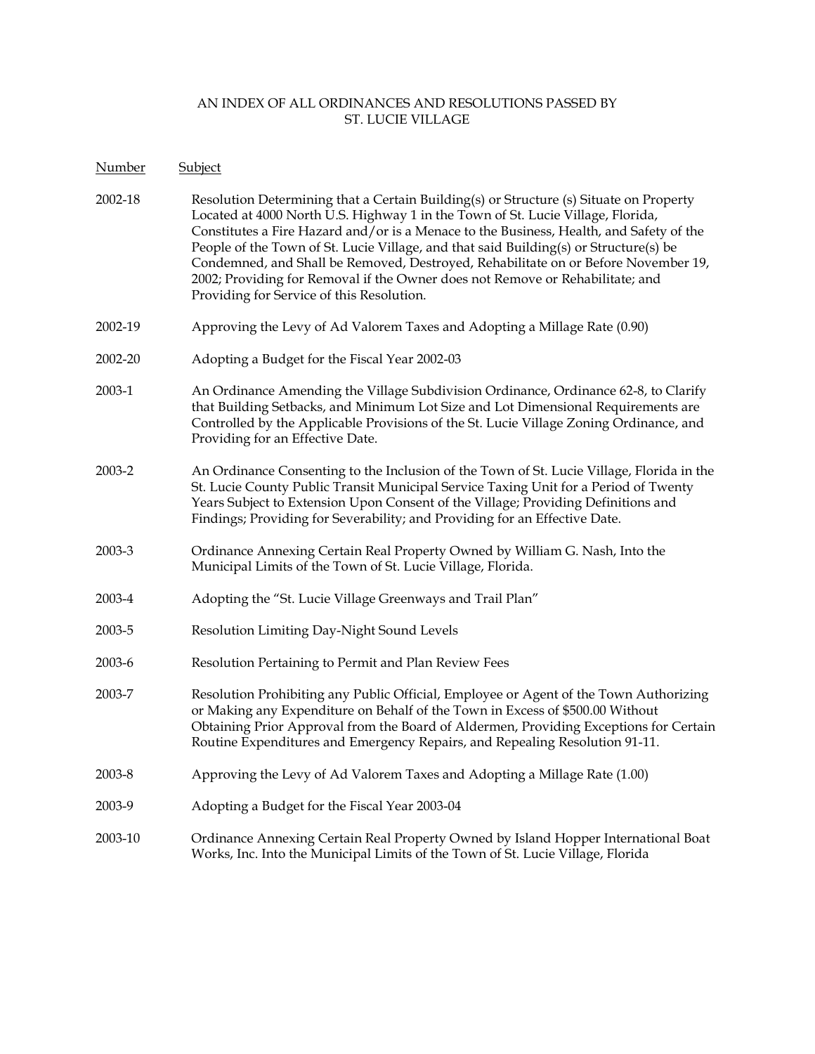AN INDEX OF ALL ORDINANCES AND RESOLUTIONS PASSED BY
ST. LUCIE VILLAGE

| Number | Subject |
|---|---|
| 2002-18 | Resolution Determining that a Certain Building(s) or Structure (s) Situate on Property Located at 4000 North U.S. Highway 1 in the Town of St. Lucie Village, Florida, Constitutes a Fire Hazard and/or is a Menace to the Business, Health, and Safety of the People of the Town of St. Lucie Village, and that said Building(s) or Structure(s) be Condemned, and Shall be Removed, Destroyed, Rehabilitate on or Before November 19, 2002; Providing for Removal if the Owner does not Remove or Rehabilitate; and Providing for Service of this Resolution. |
| 2002-19 | Approving the Levy of Ad Valorem Taxes and Adopting a Millage Rate (0.90) |
| 2002-20 | Adopting a Budget for the Fiscal Year 2002-03 |
| 2003-1 | An Ordinance Amending the Village Subdivision Ordinance, Ordinance 62-8, to Clarify that Building Setbacks, and Minimum Lot Size and Lot Dimensional Requirements are Controlled by the Applicable Provisions of the St. Lucie Village Zoning Ordinance, and Providing for an Effective Date. |
| 2003-2 | An Ordinance Consenting to the Inclusion of the Town of St. Lucie Village, Florida in the St. Lucie County Public Transit Municipal Service Taxing Unit for a Period of Twenty Years Subject to Extension Upon Consent of the Village; Providing Definitions and Findings; Providing for Severability; and Providing for an Effective Date. |
| 2003-3 | Ordinance Annexing Certain Real Property Owned by William G. Nash, Into the Municipal Limits of the Town of St. Lucie Village, Florida. |
| 2003-4 | Adopting the "St. Lucie Village Greenways and Trail Plan" |
| 2003-5 | Resolution Limiting Day-Night Sound Levels |
| 2003-6 | Resolution Pertaining to Permit and Plan Review Fees |
| 2003-7 | Resolution Prohibiting any Public Official, Employee or Agent of the Town Authorizing or Making any Expenditure on Behalf of the Town in Excess of $500.00 Without Obtaining Prior Approval from the Board of Aldermen, Providing Exceptions for Certain Routine Expenditures and Emergency Repairs, and Repealing Resolution 91-11. |
| 2003-8 | Approving the Levy of Ad Valorem Taxes and Adopting a Millage Rate (1.00) |
| 2003-9 | Adopting a Budget for the Fiscal Year 2003-04 |
| 2003-10 | Ordinance Annexing Certain Real Property Owned by Island Hopper International Boat Works, Inc. Into the Municipal Limits of the Town of St. Lucie Village, Florida |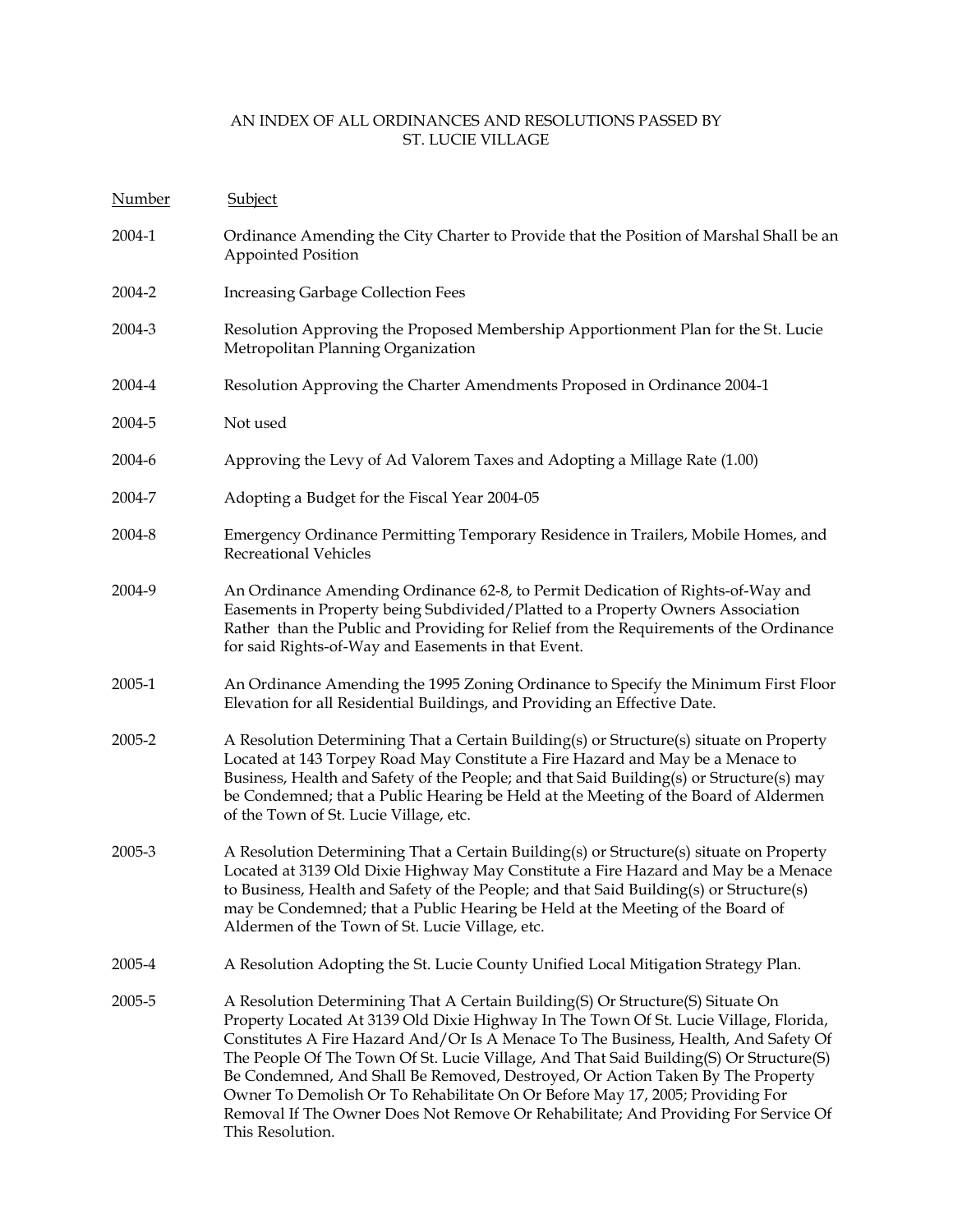AN INDEX OF ALL ORDINANCES AND RESOLUTIONS PASSED BY ST. LUCIE VILLAGE

| Number | Subject |
|---|---|
| 2004-1 | Ordinance Amending the City Charter to Provide that the Position of Marshal Shall be an Appointed Position |
| 2004-2 | Increasing Garbage Collection Fees |
| 2004-3 | Resolution Approving the Proposed Membership Apportionment Plan for the St. Lucie Metropolitan Planning Organization |
| 2004-4 | Resolution Approving the Charter Amendments Proposed in Ordinance 2004-1 |
| 2004-5 | Not used |
| 2004-6 | Approving the Levy of Ad Valorem Taxes and Adopting a Millage Rate (1.00) |
| 2004-7 | Adopting a Budget for the Fiscal Year 2004-05 |
| 2004-8 | Emergency Ordinance Permitting Temporary Residence in Trailers, Mobile Homes, and Recreational Vehicles |
| 2004-9 | An Ordinance Amending Ordinance 62-8, to Permit Dedication of Rights-of-Way and Easements in Property being Subdivided/Platted to a Property Owners Association Rather than the Public and Providing for Relief from the Requirements of the Ordinance for said Rights-of-Way and Easements in that Event. |
| 2005-1 | An Ordinance Amending the 1995 Zoning Ordinance to Specify the Minimum First Floor Elevation for all Residential Buildings, and Providing an Effective Date. |
| 2005-2 | A Resolution Determining That a Certain Building(s) or Structure(s) situate on Property Located at 143 Torpey Road May Constitute a Fire Hazard and May be a Menace to Business, Health and Safety of the People; and that Said Building(s) or Structure(s) may be Condemned; that a Public Hearing be Held at the Meeting of the Board of Aldermen of the Town of St. Lucie Village, etc. |
| 2005-3 | A Resolution Determining That a Certain Building(s) or Structure(s) situate on Property Located at 3139 Old Dixie Highway May Constitute a Fire Hazard and May be a Menace to Business, Health and Safety of the People; and that Said Building(s) or Structure(s) may be Condemned; that a Public Hearing be Held at the Meeting of the Board of Aldermen of the Town of St. Lucie Village, etc. |
| 2005-4 | A Resolution Adopting the St. Lucie County Unified Local Mitigation Strategy Plan. |
| 2005-5 | A Resolution Determining That A Certain Building(S) Or Structure(S) Situate On Property Located At 3139 Old Dixie Highway In The Town Of St. Lucie Village, Florida, Constitutes A Fire Hazard And/Or Is A Menace To The Business, Health, And Safety Of The People Of The Town Of St. Lucie Village, And That Said Building(S) Or Structure(S) Be Condemned, And Shall Be Removed, Destroyed, Or Action Taken By The Property Owner To Demolish Or To Rehabilitate On Or Before May 17, 2005; Providing For Removal If The Owner Does Not Remove Or Rehabilitate; And Providing For Service Of This Resolution. |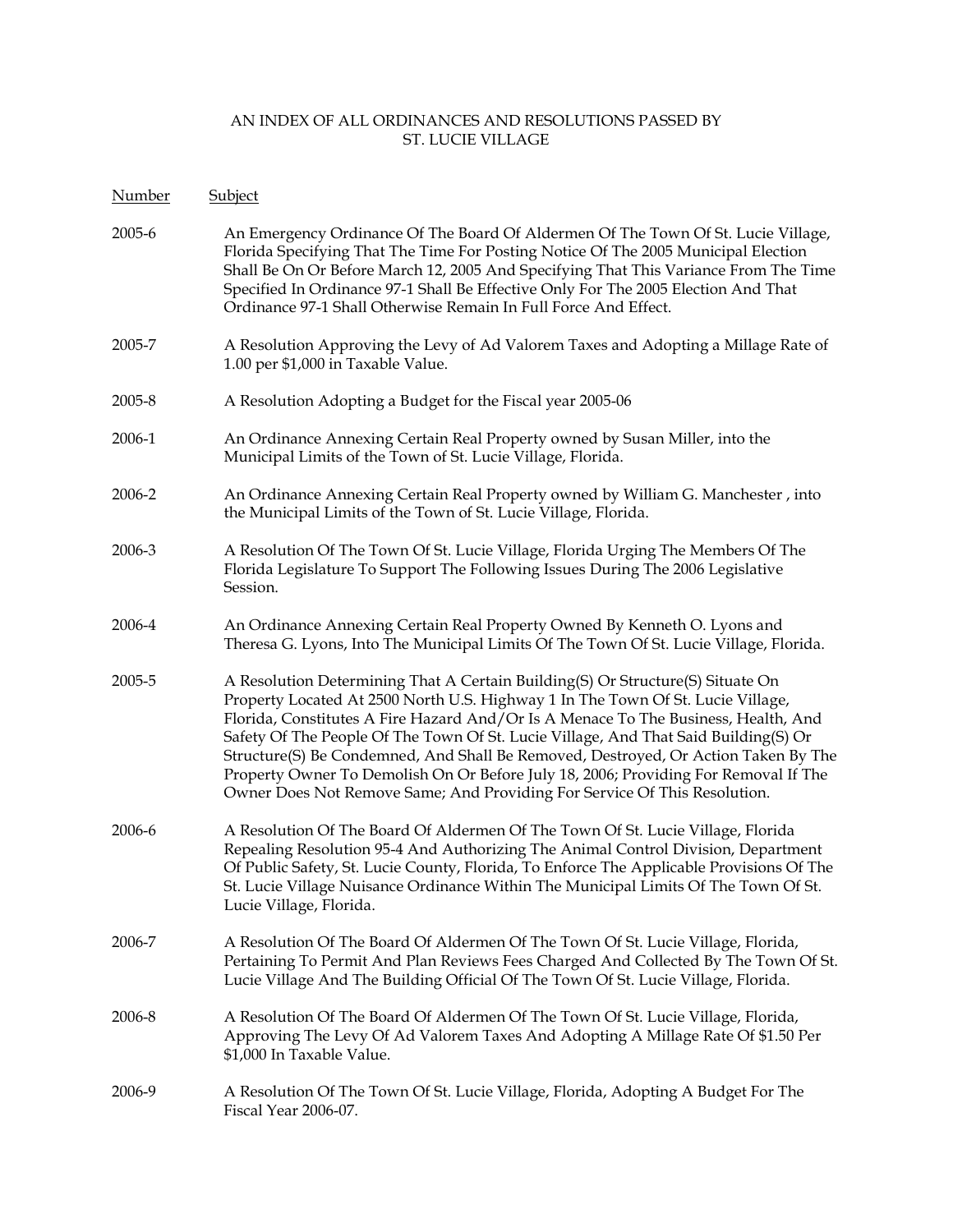AN INDEX OF ALL ORDINANCES AND RESOLUTIONS PASSED BY
ST. LUCIE VILLAGE

| Number | Subject |
|---|---|
| 2005-6 | An Emergency Ordinance Of The Board Of Aldermen Of The Town Of St. Lucie Village, Florida Specifying That The Time For Posting Notice Of The 2005 Municipal Election Shall Be On Or Before March 12, 2005 And Specifying That This Variance From The Time Specified In Ordinance 97-1 Shall Be Effective Only For The 2005 Election And That Ordinance 97-1 Shall Otherwise Remain In Full Force And Effect. |
| 2005-7 | A Resolution Approving the Levy of Ad Valorem Taxes and Adopting a Millage Rate of 1.00 per $1,000 in Taxable Value. |
| 2005-8 | A Resolution Adopting a Budget for the Fiscal year 2005-06 |
| 2006-1 | An Ordinance Annexing Certain Real Property owned by Susan Miller, into the Municipal Limits of the Town of St. Lucie Village, Florida. |
| 2006-2 | An Ordinance Annexing Certain Real Property owned by William G. Manchester , into the Municipal Limits of the Town of St. Lucie Village, Florida. |
| 2006-3 | A Resolution Of The Town Of St. Lucie Village, Florida Urging The Members Of The Florida Legislature To Support The Following Issues During The 2006 Legislative Session. |
| 2006-4 | An Ordinance Annexing Certain Real Property Owned By Kenneth O. Lyons and Theresa G. Lyons, Into The Municipal Limits Of The Town Of St. Lucie Village, Florida. |
| 2005-5 | A Resolution Determining That A Certain Building(S) Or Structure(S) Situate On Property Located At 2500 North U.S. Highway 1 In The Town Of St. Lucie Village, Florida, Constitutes A Fire Hazard And/Or Is A Menace To The Business, Health, And Safety Of The People Of The Town Of St. Lucie Village, And That Said Building(S) Or Structure(S) Be Condemned, And Shall Be Removed, Destroyed, Or Action Taken By The Property Owner To Demolish On Or Before July 18, 2006; Providing For Removal If The Owner Does Not Remove Same; And Providing For Service Of This Resolution. |
| 2006-6 | A Resolution Of The Board Of Aldermen Of The Town Of St. Lucie Village, Florida Repealing Resolution 95-4 And Authorizing The Animal Control Division, Department Of Public Safety, St. Lucie County, Florida, To Enforce The Applicable Provisions Of The St. Lucie Village Nuisance Ordinance Within The Municipal Limits Of The Town Of St. Lucie Village, Florida. |
| 2006-7 | A Resolution Of The Board Of Aldermen Of The Town Of St. Lucie Village, Florida, Pertaining To Permit And Plan Reviews Fees Charged And Collected By The Town Of St. Lucie Village And The Building Official Of The Town Of St. Lucie Village, Florida. |
| 2006-8 | A Resolution Of The Board Of Aldermen Of The Town Of St. Lucie Village, Florida, Approving The Levy Of Ad Valorem Taxes And Adopting A Millage Rate Of $1.50 Per $1,000 In Taxable Value. |
| 2006-9 | A Resolution Of The Town Of St. Lucie Village, Florida, Adopting A Budget For The Fiscal Year 2006-07. |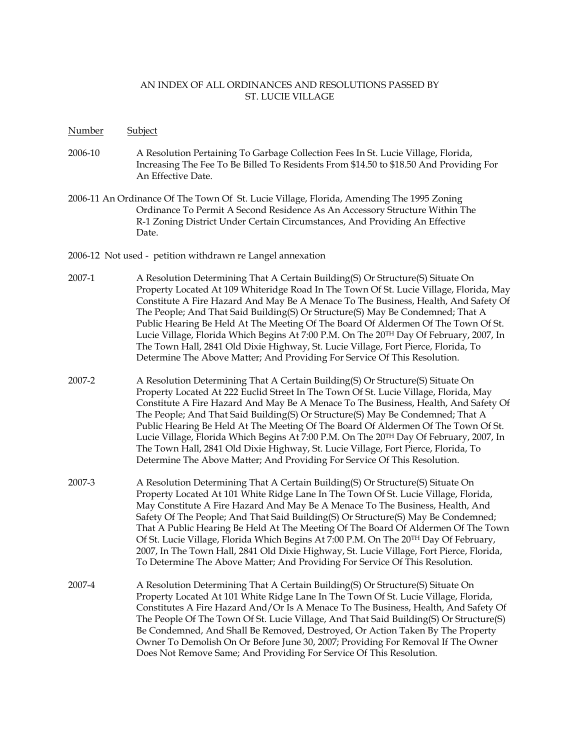AN INDEX OF ALL ORDINANCES AND RESOLUTIONS PASSED BY
ST. LUCIE VILLAGE

| Number | Subject |
|---|---|
| 2006-10 | A Resolution Pertaining To Garbage Collection Fees In St. Lucie Village, Florida, Increasing The Fee To Be Billed To Residents From $14.50 to $18.50 And Providing For An Effective Date. |
| 2006-11 | An Ordinance Of The Town Of St. Lucie Village, Florida, Amending The 1995 Zoning Ordinance To Permit A Second Residence As An Accessory Structure Within The R-1 Zoning District Under Certain Circumstances, And Providing An Effective Date. |
| 2006-12 | Not used - petition withdrawn re Langel annexation |
| 2007-1 | A Resolution Determining That A Certain Building(S) Or Structure(S) Situate On Property Located At 109 Whiteridge Road In The Town Of St. Lucie Village, Florida, May Constitute A Fire Hazard And May Be A Menace To The Business, Health, And Safety Of The People; And That Said Building(S) Or Structure(S) May Be Condemned; That A Public Hearing Be Held At The Meeting Of The Board Of Aldermen Of The Town Of St. Lucie Village, Florida Which Begins At 7:00 P.M. On The 20TH Day Of February, 2007, In The Town Hall, 2841 Old Dixie Highway, St. Lucie Village, Fort Pierce, Florida, To Determine The Above Matter; And Providing For Service Of This Resolution. |
| 2007-2 | A Resolution Determining That A Certain Building(S) Or Structure(S) Situate On Property Located At 222 Euclid Street In The Town Of St. Lucie Village, Florida, May Constitute A Fire Hazard And May Be A Menace To The Business, Health, And Safety Of The People; And That Said Building(S) Or Structure(S) May Be Condemned; That A Public Hearing Be Held At The Meeting Of The Board Of Aldermen Of The Town Of St. Lucie Village, Florida Which Begins At 7:00 P.M. On The 20TH Day Of February, 2007, In The Town Hall, 2841 Old Dixie Highway, St. Lucie Village, Fort Pierce, Florida, To Determine The Above Matter; And Providing For Service Of This Resolution. |
| 2007-3 | A Resolution Determining That A Certain Building(S) Or Structure(S) Situate On Property Located At 101 White Ridge Lane In The Town Of St. Lucie Village, Florida, May Constitute A Fire Hazard And May Be A Menace To The Business, Health, And Safety Of The People; And That Said Building(S) Or Structure(S) May Be Condemned; That A Public Hearing Be Held At The Meeting Of The Board Of Aldermen Of The Town Of St. Lucie Village, Florida Which Begins At 7:00 P.M. On The 20TH Day Of February, 2007, In The Town Hall, 2841 Old Dixie Highway, St. Lucie Village, Fort Pierce, Florida, To Determine The Above Matter; And Providing For Service Of This Resolution. |
| 2007-4 | A Resolution Determining That A Certain Building(S) Or Structure(S) Situate On Property Located At 101 White Ridge Lane In The Town Of St. Lucie Village, Florida, Constitutes A Fire Hazard And/Or Is A Menace To The Business, Health, And Safety Of The People Of The Town Of St. Lucie Village, And That Said Building(S) Or Structure(S) Be Condemned, And Shall Be Removed, Destroyed, Or Action Taken By The Property Owner To Demolish On Or Before June 30, 2007; Providing For Removal If The Owner Does Not Remove Same; And Providing For Service Of This Resolution. |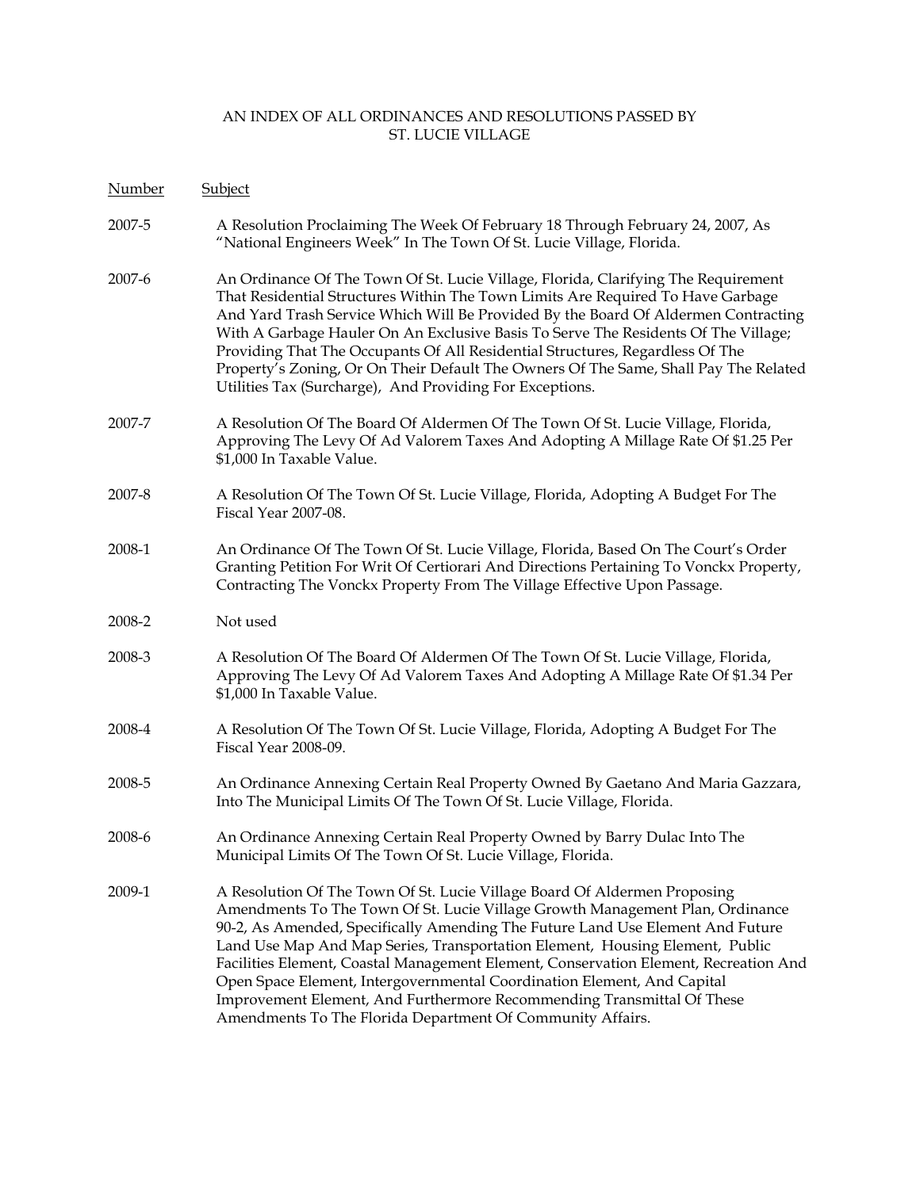AN INDEX OF ALL ORDINANCES AND RESOLUTIONS PASSED BY ST. LUCIE VILLAGE

| Number | Subject |
| --- | --- |
| 2007-5 | A Resolution Proclaiming The Week Of February 18 Through February 24, 2007, As "National Engineers Week" In The Town Of St. Lucie Village, Florida. |
| 2007-6 | An Ordinance Of The Town Of St. Lucie Village, Florida, Clarifying The Requirement That Residential Structures Within The Town Limits Are Required To Have Garbage And Yard Trash Service Which Will Be Provided By the Board Of Aldermen Contracting With A Garbage Hauler On An Exclusive Basis To Serve The Residents Of The Village; Providing That The Occupants Of All Residential Structures, Regardless Of The Property's Zoning, Or On Their Default The Owners Of The Same, Shall Pay The Related Utilities Tax (Surcharge), And Providing For Exceptions. |
| 2007-7 | A Resolution Of The Board Of Aldermen Of The Town Of St. Lucie Village, Florida, Approving The Levy Of Ad Valorem Taxes And Adopting A Millage Rate Of $1.25 Per $1,000 In Taxable Value. |
| 2007-8 | A Resolution Of The Town Of St. Lucie Village, Florida, Adopting A Budget For The Fiscal Year 2007-08. |
| 2008-1 | An Ordinance Of The Town Of St. Lucie Village, Florida, Based On The Court's Order Granting Petition For Writ Of Certiorari And Directions Pertaining To Vonckx Property, Contracting The Vonckx Property From The Village Effective Upon Passage. |
| 2008-2 | Not used |
| 2008-3 | A Resolution Of The Board Of Aldermen Of The Town Of St. Lucie Village, Florida, Approving The Levy Of Ad Valorem Taxes And Adopting A Millage Rate Of $1.34 Per $1,000 In Taxable Value. |
| 2008-4 | A Resolution Of The Town Of St. Lucie Village, Florida, Adopting A Budget For The Fiscal Year 2008-09. |
| 2008-5 | An Ordinance Annexing Certain Real Property Owned By Gaetano And Maria Gazzara, Into The Municipal Limits Of The Town Of St. Lucie Village, Florida. |
| 2008-6 | An Ordinance Annexing Certain Real Property Owned by Barry Dulac Into The Municipal Limits Of The Town Of St. Lucie Village, Florida. |
| 2009-1 | A Resolution Of The Town Of St. Lucie Village Board Of Aldermen Proposing Amendments To The Town Of St. Lucie Village Growth Management Plan, Ordinance 90-2, As Amended, Specifically Amending The Future Land Use Element And Future Land Use Map And Map Series, Transportation Element, Housing Element, Public Facilities Element, Coastal Management Element, Conservation Element, Recreation And Open Space Element, Intergovernmental Coordination Element, And Capital Improvement Element, And Furthermore Recommending Transmittal Of These Amendments To The Florida Department Of Community Affairs. |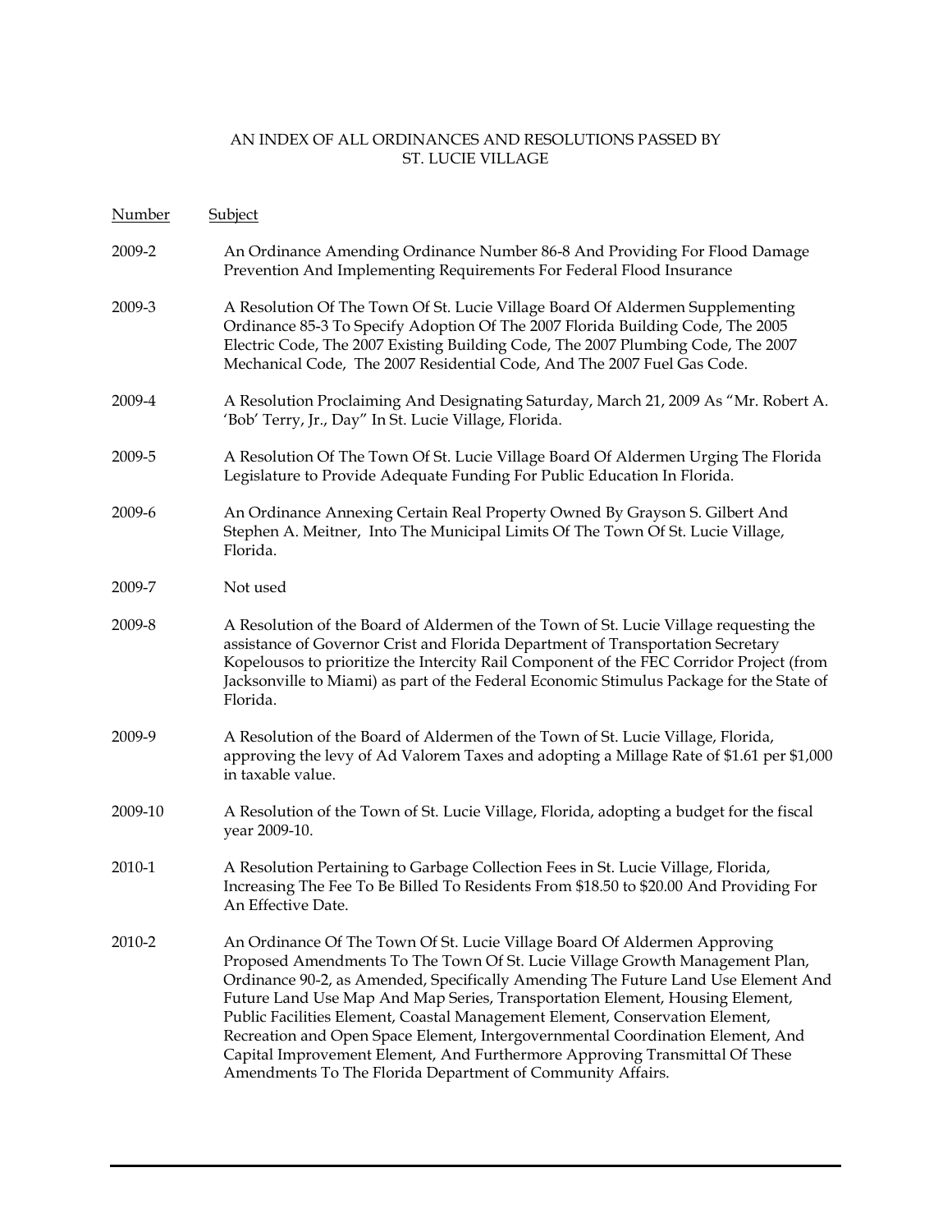AN INDEX OF ALL ORDINANCES AND RESOLUTIONS PASSED BY
ST. LUCIE VILLAGE

| Number | Subject |
|---|---|
| 2009-2 | An Ordinance Amending Ordinance Number 86-8 And Providing For Flood Damage Prevention And Implementing Requirements For Federal Flood Insurance |
| 2009-3 | A Resolution Of The Town Of St. Lucie Village Board Of Aldermen Supplementing Ordinance 85-3 To Specify Adoption Of The 2007 Florida Building Code, The 2005 Electric Code, The 2007 Existing Building Code, The 2007 Plumbing Code, The 2007 Mechanical Code, The 2007 Residential Code, And The 2007 Fuel Gas Code. |
| 2009-4 | A Resolution Proclaiming And Designating Saturday, March 21, 2009 As "Mr. Robert A. 'Bob' Terry, Jr., Day" In St. Lucie Village, Florida. |
| 2009-5 | A Resolution Of The Town Of St. Lucie Village Board Of Aldermen Urging The Florida Legislature to Provide Adequate Funding For Public Education In Florida. |
| 2009-6 | An Ordinance Annexing Certain Real Property Owned By Grayson S. Gilbert And Stephen A. Meitner, Into The Municipal Limits Of The Town Of St. Lucie Village, Florida. |
| 2009-7 | Not used |
| 2009-8 | A Resolution of the Board of Aldermen of the Town of St. Lucie Village requesting the assistance of Governor Crist and Florida Department of Transportation Secretary Kopelousos to prioritize the Intercity Rail Component of the FEC Corridor Project (from Jacksonville to Miami) as part of the Federal Economic Stimulus Package for the State of Florida. |
| 2009-9 | A Resolution of the Board of Aldermen of the Town of St. Lucie Village, Florida, approving the levy of Ad Valorem Taxes and adopting a Millage Rate of $1.61 per $1,000 in taxable value. |
| 2009-10 | A Resolution of the Town of St. Lucie Village, Florida, adopting a budget for the fiscal year 2009-10. |
| 2010-1 | A Resolution Pertaining to Garbage Collection Fees in St. Lucie Village, Florida, Increasing The Fee To Be Billed To Residents From $18.50 to $20.00 And Providing For An Effective Date. |
| 2010-2 | An Ordinance Of The Town Of St. Lucie Village Board Of Aldermen Approving Proposed Amendments To The Town Of St. Lucie Village Growth Management Plan, Ordinance 90-2, as Amended, Specifically Amending The Future Land Use Element And Future Land Use Map And Map Series, Transportation Element, Housing Element, Public Facilities Element, Coastal Management Element, Conservation Element, Recreation and Open Space Element, Intergovernmental Coordination Element, And Capital Improvement Element, And Furthermore Approving Transmittal Of These Amendments To The Florida Department of Community Affairs. |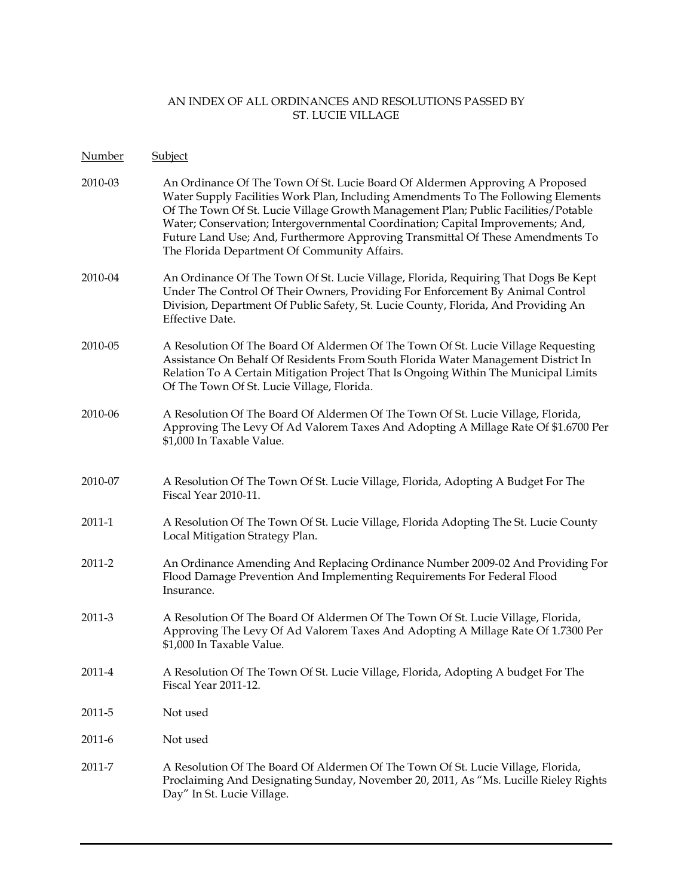AN INDEX OF ALL ORDINANCES AND RESOLUTIONS PASSED BY
ST. LUCIE VILLAGE

| Number | Subject |
| --- | --- |
| 2010-03 | An Ordinance Of The Town Of St. Lucie Board Of Aldermen Approving A Proposed Water Supply Facilities Work Plan, Including Amendments To The Following Elements Of The Town Of St. Lucie Village Growth Management Plan; Public Facilities/Potable Water; Conservation; Intergovernmental Coordination; Capital Improvements; And, Future Land Use; And, Furthermore Approving Transmittal Of These Amendments To The Florida Department Of Community Affairs. |
| 2010-04 | An Ordinance Of The Town Of St. Lucie Village, Florida, Requiring That Dogs Be Kept Under The Control Of Their Owners, Providing For Enforcement By Animal Control Division, Department Of Public Safety, St. Lucie County, Florida, And Providing An Effective Date. |
| 2010-05 | A Resolution Of The Board Of Aldermen Of The Town Of St. Lucie Village Requesting Assistance On Behalf Of Residents From South Florida Water Management District In Relation To A Certain Mitigation Project That Is Ongoing Within The Municipal Limits Of The Town Of St. Lucie Village, Florida. |
| 2010-06 | A Resolution Of The Board Of Aldermen Of The Town Of St. Lucie Village, Florida, Approving The Levy Of Ad Valorem Taxes And Adopting A Millage Rate Of $1.6700 Per $1,000 In Taxable Value. |
| 2010-07 | A Resolution Of The Town Of St. Lucie Village, Florida, Adopting A Budget For The Fiscal Year 2010-11. |
| 2011-1 | A Resolution Of The Town Of St. Lucie Village, Florida Adopting The St. Lucie County Local Mitigation Strategy Plan. |
| 2011-2 | An Ordinance Amending And Replacing Ordinance Number 2009-02 And Providing For Flood Damage Prevention And Implementing Requirements For Federal Flood Insurance. |
| 2011-3 | A Resolution Of The Board Of Aldermen Of The Town Of St. Lucie Village, Florida, Approving The Levy Of Ad Valorem Taxes And Adopting A Millage Rate Of 1.7300 Per $1,000 In Taxable Value. |
| 2011-4 | A Resolution Of The Town Of St. Lucie Village, Florida, Adopting A budget For The Fiscal Year 2011-12. |
| 2011-5 | Not used |
| 2011-6 | Not used |
| 2011-7 | A Resolution Of The Board Of Aldermen Of The Town Of St. Lucie Village, Florida, Proclaiming And Designating Sunday, November 20, 2011, As "Ms. Lucille Rieley Rights Day" In St. Lucie Village. |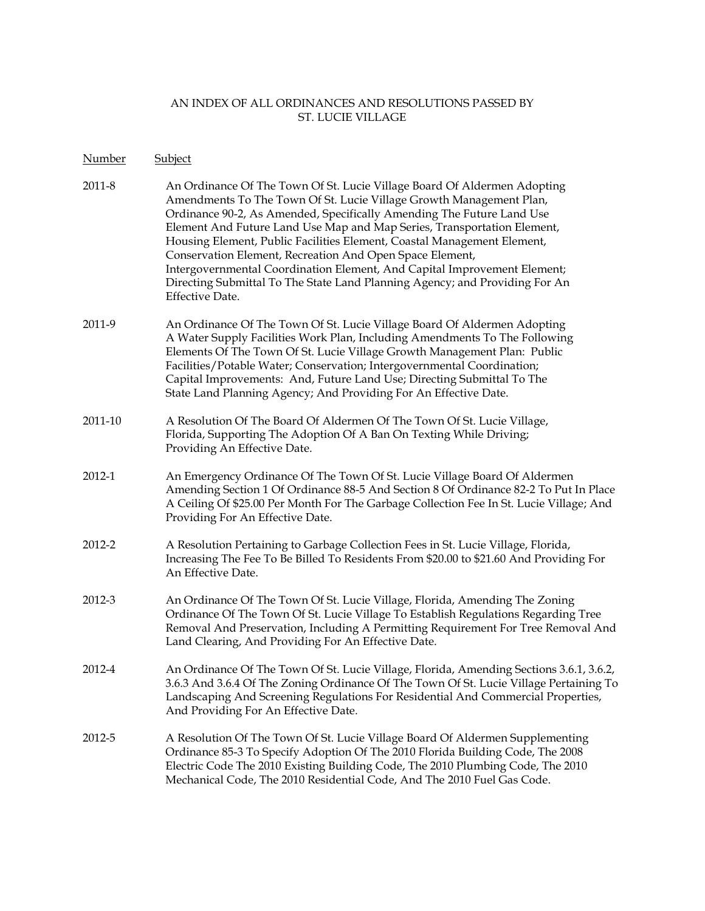AN INDEX OF ALL ORDINANCES AND RESOLUTIONS PASSED BY ST. LUCIE VILLAGE

| Number | Subject |
|---|---|
| 2011-8 | An Ordinance Of The Town Of St. Lucie Village Board Of Aldermen Adopting Amendments To The Town Of St. Lucie Village Growth Management Plan, Ordinance 90-2, As Amended, Specifically Amending The Future Land Use Element And Future Land Use Map and Map Series, Transportation Element, Housing Element, Public Facilities Element, Coastal Management Element, Conservation Element, Recreation And Open Space Element, Intergovernmental Coordination Element, And Capital Improvement Element; Directing Submittal To The State Land Planning Agency; and Providing For An Effective Date. |
| 2011-9 | An Ordinance Of The Town Of St. Lucie Village Board Of Aldermen Adopting A Water Supply Facilities Work Plan, Including Amendments To The Following Elements Of The Town Of St. Lucie Village Growth Management Plan: Public Facilities/Potable Water; Conservation; Intergovernmental Coordination; Capital Improvements: And, Future Land Use; Directing Submittal To The State Land Planning Agency; And Providing For An Effective Date. |
| 2011-10 | A Resolution Of The Board Of Aldermen Of The Town Of St. Lucie Village, Florida, Supporting The Adoption Of A Ban On Texting While Driving; Providing An Effective Date. |
| 2012-1 | An Emergency Ordinance Of The Town Of St. Lucie Village Board Of Aldermen Amending Section 1 Of Ordinance 88-5 And Section 8 Of Ordinance 82-2 To Put In Place A Ceiling Of $25.00 Per Month For The Garbage Collection Fee In St. Lucie Village; And Providing For An Effective Date. |
| 2012-2 | A Resolution Pertaining to Garbage Collection Fees in St. Lucie Village, Florida, Increasing The Fee To Be Billed To Residents From $20.00 to $21.60 And Providing For An Effective Date. |
| 2012-3 | An Ordinance Of The Town Of St. Lucie Village, Florida, Amending The Zoning Ordinance Of The Town Of St. Lucie Village To Establish Regulations Regarding Tree Removal And Preservation, Including A Permitting Requirement For Tree Removal And Land Clearing, And Providing For An Effective Date. |
| 2012-4 | An Ordinance Of The Town Of St. Lucie Village, Florida, Amending Sections 3.6.1, 3.6.2, 3.6.3 And 3.6.4 Of The Zoning Ordinance Of The Town Of St. Lucie Village Pertaining To Landscaping And Screening Regulations For Residential And Commercial Properties, And Providing For An Effective Date. |
| 2012-5 | A Resolution Of The Town Of St. Lucie Village Board Of Aldermen Supplementing Ordinance 85-3 To Specify Adoption Of The 2010 Florida Building Code, The 2008 Electric Code The 2010 Existing Building Code, The 2010 Plumbing Code, The 2010 Mechanical Code, The 2010 Residential Code, And The 2010 Fuel Gas Code. |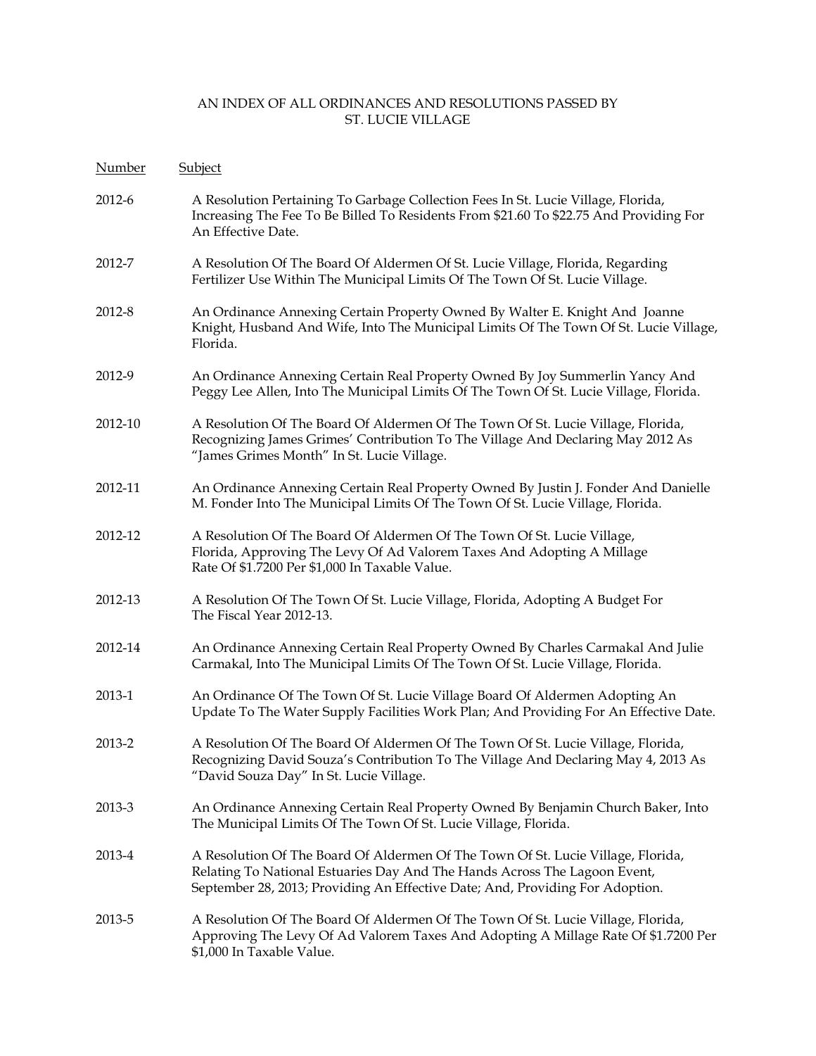AN INDEX OF ALL ORDINANCES AND RESOLUTIONS PASSED BY ST. LUCIE VILLAGE

| Number | Subject |
|---|---|
| 2012-6 | A Resolution Pertaining To Garbage Collection Fees In St. Lucie Village, Florida, Increasing The Fee To Be Billed To Residents From $21.60 To $22.75 And Providing For An Effective Date. |
| 2012-7 | A Resolution Of The Board Of Aldermen Of St. Lucie Village, Florida, Regarding Fertilizer Use Within The Municipal Limits Of The Town Of St. Lucie Village. |
| 2012-8 | An Ordinance Annexing Certain Property Owned By Walter E. Knight And Joanne Knight, Husband And Wife, Into The Municipal Limits Of The Town Of St. Lucie Village, Florida. |
| 2012-9 | An Ordinance Annexing Certain Real Property Owned By Joy Summerlin Yancy And Peggy Lee Allen, Into The Municipal Limits Of The Town Of St. Lucie Village, Florida. |
| 2012-10 | A Resolution Of The Board Of Aldermen Of The Town Of St. Lucie Village, Florida, Recognizing James Grimes' Contribution To The Village And Declaring May 2012 As "James Grimes Month" In St. Lucie Village. |
| 2012-11 | An Ordinance Annexing Certain Real Property Owned By Justin J. Fonder And Danielle M. Fonder Into The Municipal Limits Of The Town Of St. Lucie Village, Florida. |
| 2012-12 | A Resolution Of The Board Of Aldermen Of The Town Of St. Lucie Village, Florida, Approving The Levy Of Ad Valorem Taxes And Adopting A Millage Rate Of $1.7200 Per $1,000 In Taxable Value. |
| 2012-13 | A Resolution Of The Town Of St. Lucie Village, Florida, Adopting A Budget For The Fiscal Year 2012-13. |
| 2012-14 | An Ordinance Annexing Certain Real Property Owned By Charles Carmakal And Julie Carmakal, Into The Municipal Limits Of The Town Of St. Lucie Village, Florida. |
| 2013-1 | An Ordinance Of The Town Of St. Lucie Village Board Of Aldermen Adopting An Update To The Water Supply Facilities Work Plan; And Providing For An Effective Date. |
| 2013-2 | A Resolution Of The Board Of Aldermen Of The Town Of St. Lucie Village, Florida, Recognizing David Souza's Contribution To The Village And Declaring May 4, 2013 As "David Souza Day" In St. Lucie Village. |
| 2013-3 | An Ordinance Annexing Certain Real Property Owned By Benjamin Church Baker, Into The Municipal Limits Of The Town Of St. Lucie Village, Florida. |
| 2013-4 | A Resolution Of The Board Of Aldermen Of The Town Of St. Lucie Village, Florida, Relating To National Estuaries Day And The Hands Across The Lagoon Event, September 28, 2013; Providing An Effective Date; And, Providing For Adoption. |
| 2013-5 | A Resolution Of The Board Of Aldermen Of The Town Of St. Lucie Village, Florida, Approving The Levy Of Ad Valorem Taxes And Adopting A Millage Rate Of $1.7200 Per $1,000 In Taxable Value. |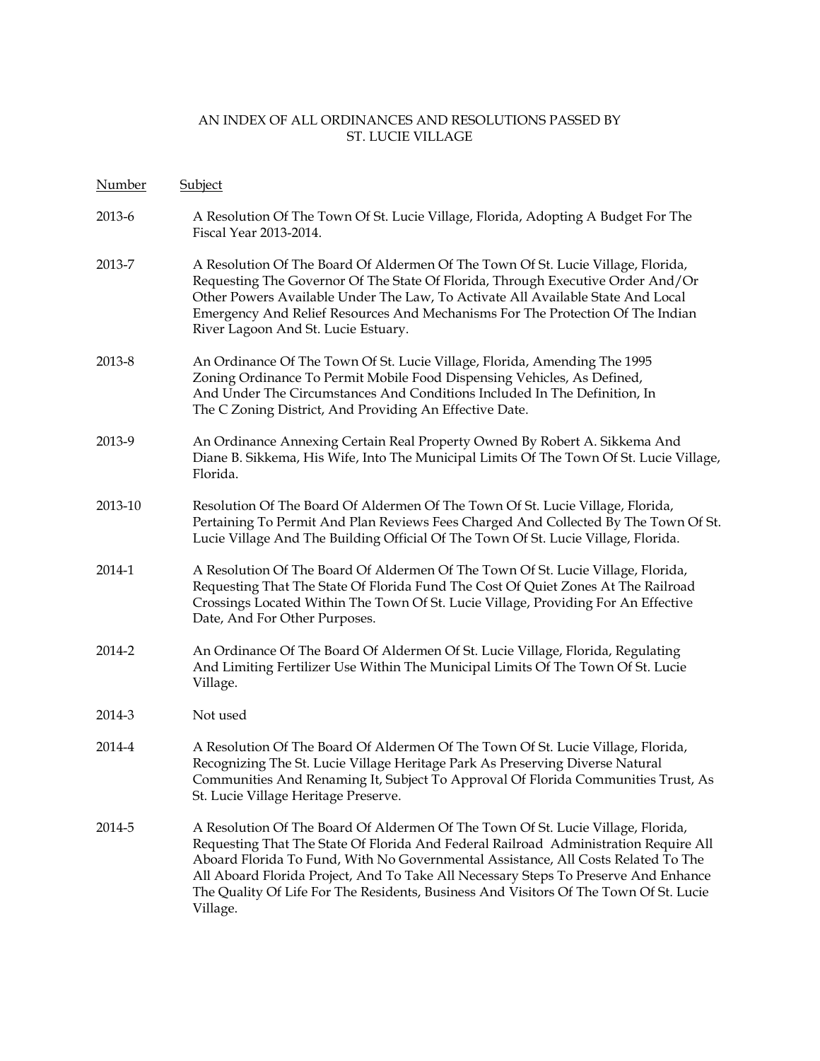AN INDEX OF ALL ORDINANCES AND RESOLUTIONS PASSED BY ST. LUCIE VILLAGE

| Number | Subject |
|---|---|
| 2013-6 | A Resolution Of The Town Of St. Lucie Village, Florida, Adopting A Budget For The Fiscal Year 2013-2014. |
| 2013-7 | A Resolution Of The Board Of Aldermen Of The Town Of St. Lucie Village, Florida, Requesting The Governor Of The State Of Florida, Through Executive Order And/Or Other Powers Available Under The Law, To Activate All Available State And Local Emergency And Relief Resources And Mechanisms For The Protection Of The Indian River Lagoon And St. Lucie Estuary. |
| 2013-8 | An Ordinance Of The Town Of St. Lucie Village, Florida, Amending The 1995 Zoning Ordinance To Permit Mobile Food Dispensing Vehicles, As Defined, And Under The Circumstances And Conditions Included In The Definition, In The C Zoning District, And Providing An Effective Date. |
| 2013-9 | An Ordinance Annexing Certain Real Property Owned By Robert A. Sikkema And Diane B. Sikkema, His Wife, Into The Municipal Limits Of The Town Of St. Lucie Village, Florida. |
| 2013-10 | Resolution Of The Board Of Aldermen Of The Town Of St. Lucie Village, Florida, Pertaining To Permit And Plan Reviews Fees Charged And Collected By The Town Of St. Lucie Village And The Building Official Of The Town Of St. Lucie Village, Florida. |
| 2014-1 | A Resolution Of The Board Of Aldermen Of The Town Of St. Lucie Village, Florida, Requesting That The State Of Florida Fund The Cost Of Quiet Zones At The Railroad Crossings Located Within The Town Of St. Lucie Village, Providing For An Effective Date, And For Other Purposes. |
| 2014-2 | An Ordinance Of The Board Of Aldermen Of St. Lucie Village, Florida, Regulating And Limiting Fertilizer Use Within The Municipal Limits Of The Town Of St. Lucie Village. |
| 2014-3 | Not used |
| 2014-4 | A Resolution Of The Board Of Aldermen Of The Town Of St. Lucie Village, Florida, Recognizing The St. Lucie Village Heritage Park As Preserving Diverse Natural Communities And Renaming It, Subject To Approval Of Florida Communities Trust, As St. Lucie Village Heritage Preserve. |
| 2014-5 | A Resolution Of The Board Of Aldermen Of The Town Of St. Lucie Village, Florida, Requesting That The State Of Florida And Federal Railroad Administration Require All Aboard Florida To Fund, With No Governmental Assistance, All Costs Related To The All Aboard Florida Project, And To Take All Necessary Steps To Preserve And Enhance The Quality Of Life For The Residents, Business And Visitors Of The Town Of St. Lucie Village. |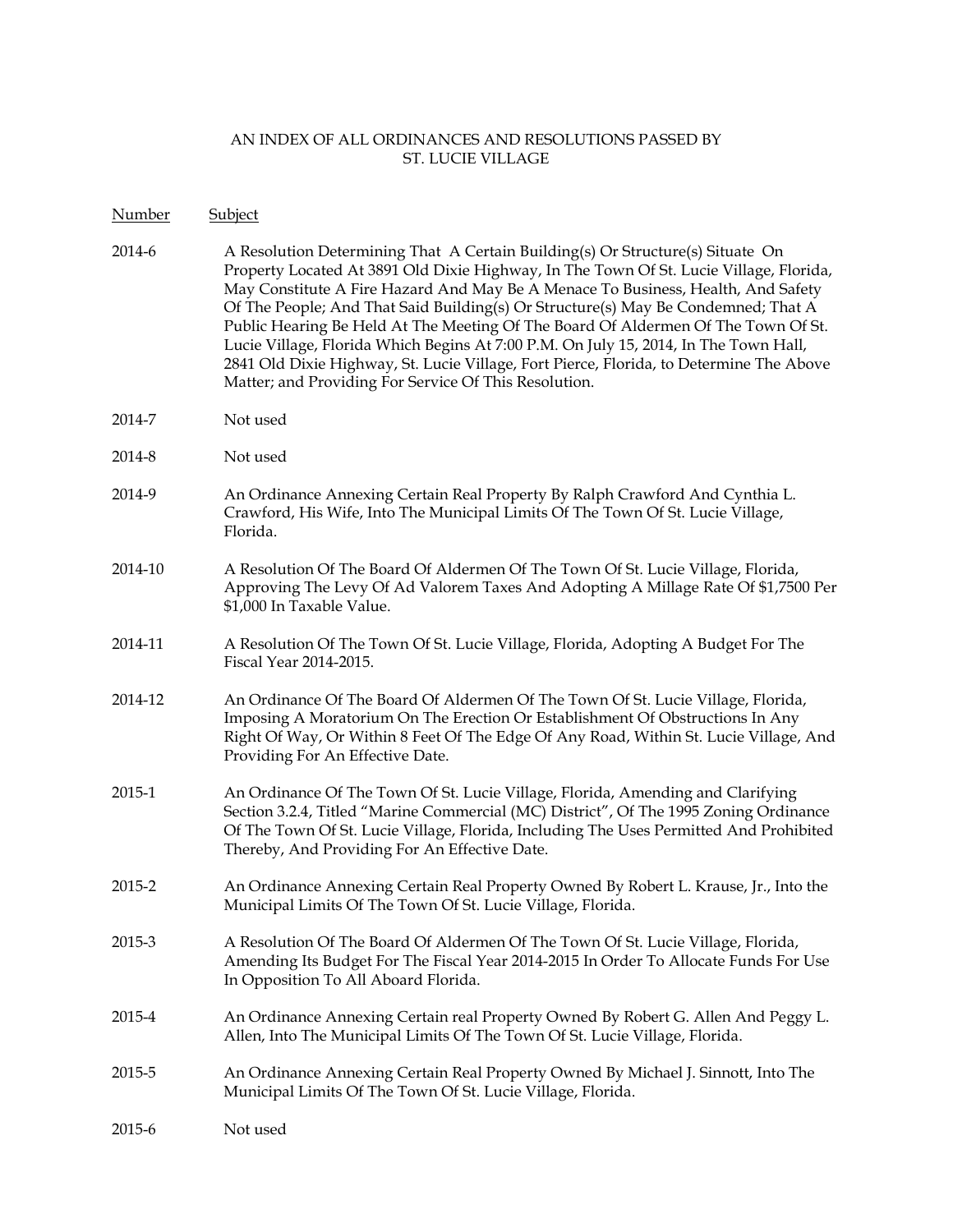AN INDEX OF ALL ORDINANCES AND RESOLUTIONS PASSED BY ST. LUCIE VILLAGE

| Number | Subject |
|---|---|
| 2014-6 | A Resolution Determining That A Certain Building(s) Or Structure(s) Situate On Property Located At 3891 Old Dixie Highway, In The Town Of St. Lucie Village, Florida, May Constitute A Fire Hazard And May Be A Menace To Business, Health, And Safety Of The People; And That Said Building(s) Or Structure(s) May Be Condemned; That A Public Hearing Be Held At The Meeting Of The Board Of Aldermen Of The Town Of St. Lucie Village, Florida Which Begins At 7:00 P.M. On July 15, 2014, In The Town Hall, 2841 Old Dixie Highway, St. Lucie Village, Fort Pierce, Florida, to Determine The Above Matter; and Providing For Service Of This Resolution. |
| 2014-7 | Not used |
| 2014-8 | Not used |
| 2014-9 | An Ordinance Annexing Certain Real Property By Ralph Crawford And Cynthia L. Crawford, His Wife, Into The Municipal Limits Of The Town Of St. Lucie Village, Florida. |
| 2014-10 | A Resolution Of The Board Of Aldermen Of The Town Of St. Lucie Village, Florida, Approving The Levy Of Ad Valorem Taxes And Adopting A Millage Rate Of $1,7500 Per $1,000 In Taxable Value. |
| 2014-11 | A Resolution Of The Town Of St. Lucie Village, Florida, Adopting A Budget For The Fiscal Year 2014-2015. |
| 2014-12 | An Ordinance Of The Board Of Aldermen Of The Town Of St. Lucie Village, Florida, Imposing A Moratorium On The Erection Or Establishment Of Obstructions In Any Right Of Way, Or Within 8 Feet Of The Edge Of Any Road, Within St. Lucie Village, And Providing For An Effective Date. |
| 2015-1 | An Ordinance Of The Town Of St. Lucie Village, Florida, Amending and Clarifying Section 3.2.4, Titled "Marine Commercial (MC) District", Of The 1995 Zoning Ordinance Of The Town Of St. Lucie Village, Florida, Including The Uses Permitted And Prohibited Thereby, And Providing For An Effective Date. |
| 2015-2 | An Ordinance Annexing Certain Real Property Owned By Robert L. Krause, Jr., Into the Municipal Limits Of The Town Of St. Lucie Village, Florida. |
| 2015-3 | A Resolution Of The Board Of Aldermen Of The Town Of St. Lucie Village, Florida, Amending Its Budget For The Fiscal Year 2014-2015 In Order To Allocate Funds For Use In Opposition To All Aboard Florida. |
| 2015-4 | An Ordinance Annexing Certain real Property Owned By Robert G. Allen And Peggy L. Allen, Into The Municipal Limits Of The Town Of St. Lucie Village, Florida. |
| 2015-5 | An Ordinance Annexing Certain Real Property Owned By Michael J. Sinnott, Into The Municipal Limits Of The Town Of St. Lucie Village, Florida. |
| 2015-6 | Not used |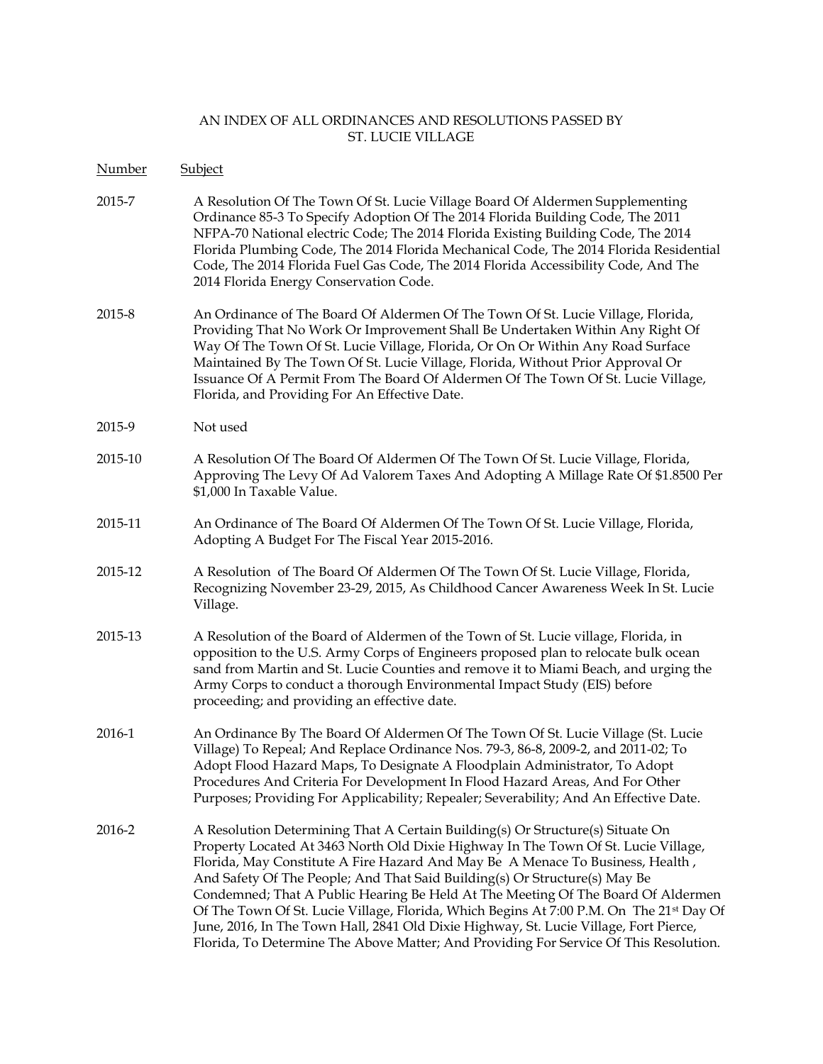AN INDEX OF ALL ORDINANCES AND RESOLUTIONS PASSED BY ST. LUCIE VILLAGE

| Number | Subject |
|---|---|
| 2015-7 | A Resolution Of The Town Of St. Lucie Village Board Of Aldermen Supplementing Ordinance 85-3 To Specify Adoption Of The 2014 Florida Building Code, The 2011 NFPA-70 National electric Code; The 2014 Florida Existing Building Code, The 2014 Florida Plumbing Code, The 2014 Florida Mechanical Code, The 2014 Florida Residential Code, The 2014 Florida Fuel Gas Code, The 2014 Florida Accessibility Code, And The 2014 Florida Energy Conservation Code. |
| 2015-8 | An Ordinance of The Board Of Aldermen Of The Town Of St. Lucie Village, Florida, Providing That No Work Or Improvement Shall Be Undertaken Within Any Right Of Way Of The Town Of St. Lucie Village, Florida, Or On Or Within Any Road Surface Maintained By The Town Of St. Lucie Village, Florida, Without Prior Approval Or Issuance Of A Permit From The Board Of Aldermen Of The Town Of St. Lucie Village, Florida, and Providing For An Effective Date. |
| 2015-9 | Not used |
| 2015-10 | A Resolution Of The Board Of Aldermen Of The Town Of St. Lucie Village, Florida, Approving The Levy Of Ad Valorem Taxes And Adopting A Millage Rate Of $1.8500 Per $1,000 In Taxable Value. |
| 2015-11 | An Ordinance of The Board Of Aldermen Of The Town Of St. Lucie Village, Florida, Adopting A Budget For The Fiscal Year 2015-2016. |
| 2015-12 | A Resolution of The Board Of Aldermen Of The Town Of St. Lucie Village, Florida, Recognizing November 23-29, 2015, As Childhood Cancer Awareness Week In St. Lucie Village. |
| 2015-13 | A Resolution of the Board of Aldermen of the Town of St. Lucie village, Florida, in opposition to the U.S. Army Corps of Engineers proposed plan to relocate bulk ocean sand from Martin and St. Lucie Counties and remove it to Miami Beach, and urging the Army Corps to conduct a thorough Environmental Impact Study (EIS) before proceeding; and providing an effective date. |
| 2016-1 | An Ordinance By The Board Of Aldermen Of The Town Of St. Lucie Village (St. Lucie Village) To Repeal; And Replace Ordinance Nos. 79-3, 86-8, 2009-2, and 2011-02; To Adopt Flood Hazard Maps, To Designate A Floodplain Administrator, To Adopt Procedures And Criteria For Development In Flood Hazard Areas, And For Other Purposes; Providing For Applicability; Repealer; Severability; And An Effective Date. |
| 2016-2 | A Resolution Determining That A Certain Building(s) Or Structure(s) Situate On Property Located At 3463 North Old Dixie Highway In The Town Of St. Lucie Village, Florida, May Constitute A Fire Hazard And May Be A Menace To Business, Health, And Safety Of The People; And That Said Building(s) Or Structure(s) May Be Condemned; That A Public Hearing Be Held At The Meeting Of The Board Of Aldermen Of The Town Of St. Lucie Village, Florida, Which Begins At 7:00 P.M. On The 21st Day Of June, 2016, In The Town Hall, 2841 Old Dixie Highway, St. Lucie Village, Fort Pierce, Florida, To Determine The Above Matter; And Providing For Service Of This Resolution. |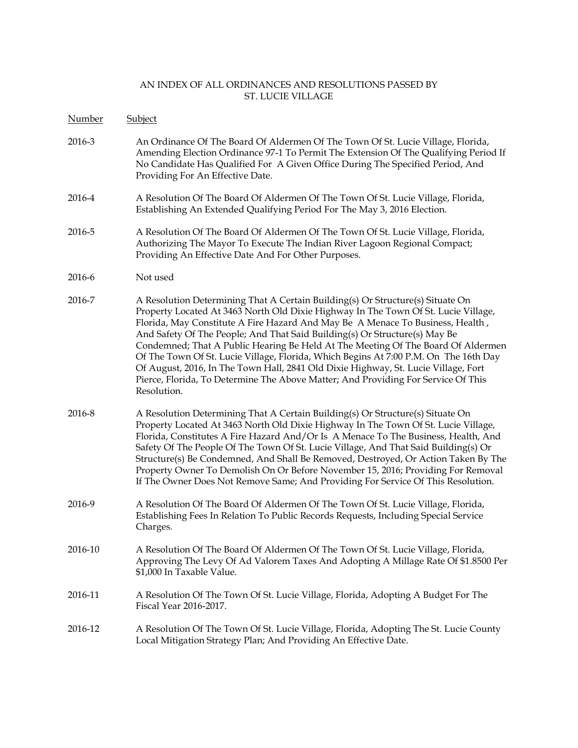AN INDEX OF ALL ORDINANCES AND RESOLUTIONS PASSED BY ST. LUCIE VILLAGE

| Number | Subject |
|---|---|
| 2016-3 | An Ordinance Of The Board Of Aldermen Of The Town Of St. Lucie Village, Florida, Amending Election Ordinance 97-1 To Permit The Extension Of The Qualifying Period If No Candidate Has Qualified For A Given Office During The Specified Period, And Providing For An Effective Date. |
| 2016-4 | A Resolution Of The Board Of Aldermen Of The Town Of St. Lucie Village, Florida, Establishing An Extended Qualifying Period For The May 3, 2016 Election. |
| 2016-5 | A Resolution Of The Board Of Aldermen Of The Town Of St. Lucie Village, Florida, Authorizing The Mayor To Execute The Indian River Lagoon Regional Compact; Providing An Effective Date And For Other Purposes. |
| 2016-6 | Not used |
| 2016-7 | A Resolution Determining That A Certain Building(s) Or Structure(s) Situate On Property Located At 3463 North Old Dixie Highway In The Town Of St. Lucie Village, Florida, May Constitute A Fire Hazard And May Be A Menace To Business, Health , And Safety Of The People; And That Said Building(s) Or Structure(s) May Be Condemned; That A Public Hearing Be Held At The Meeting Of The Board Of Aldermen Of The Town Of St. Lucie Village, Florida, Which Begins At 7:00 P.M. On The 16th Day Of August, 2016, In The Town Hall, 2841 Old Dixie Highway, St. Lucie Village, Fort Pierce, Florida, To Determine The Above Matter; And Providing For Service Of This Resolution. |
| 2016-8 | A Resolution Determining That A Certain Building(s) Or Structure(s) Situate On Property Located At 3463 North Old Dixie Highway In The Town Of St. Lucie Village, Florida, Constitutes A Fire Hazard And/Or Is A Menace To The Business, Health, And Safety Of The People Of The Town Of St. Lucie Village, And That Said Building(s) Or Structure(s) Be Condemned, And Shall Be Removed, Destroyed, Or Action Taken By The Property Owner To Demolish On Or Before November 15, 2016; Providing For Removal If The Owner Does Not Remove Same; And Providing For Service Of This Resolution. |
| 2016-9 | A Resolution Of The Board Of Aldermen Of The Town Of St. Lucie Village, Florida, Establishing Fees In Relation To Public Records Requests, Including Special Service Charges. |
| 2016-10 | A Resolution Of The Board Of Aldermen Of The Town Of St. Lucie Village, Florida, Approving The Levy Of Ad Valorem Taxes And Adopting A Millage Rate Of $1.8500 Per $1,000 In Taxable Value. |
| 2016-11 | A Resolution Of The Town Of St. Lucie Village, Florida, Adopting A Budget For The Fiscal Year 2016-2017. |
| 2016-12 | A Resolution Of The Town Of St. Lucie Village, Florida, Adopting The St. Lucie County Local Mitigation Strategy Plan; And Providing An Effective Date. |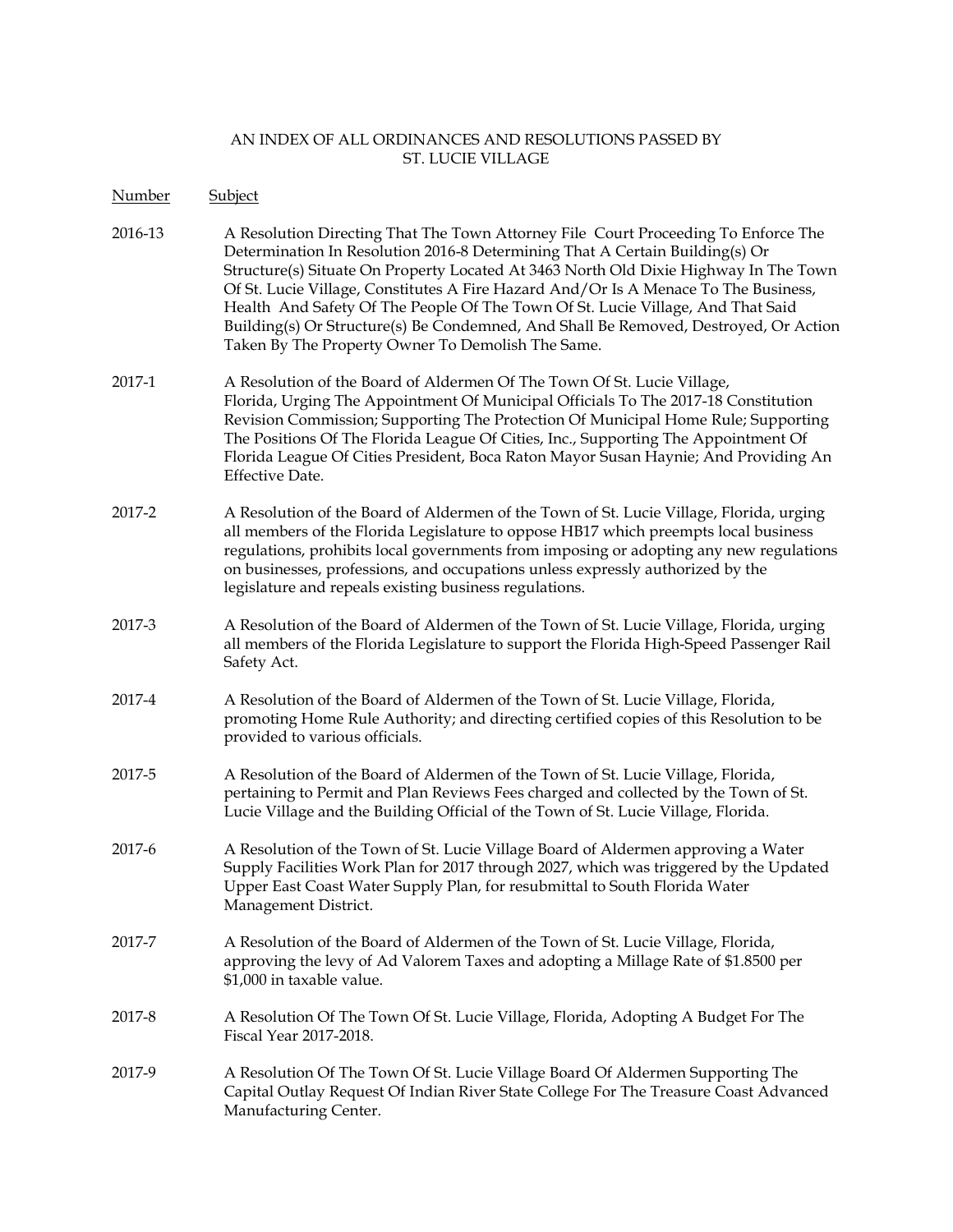AN INDEX OF ALL ORDINANCES AND RESOLUTIONS PASSED BY ST. LUCIE VILLAGE

| Number | Subject |
|---|---|
| 2016-13 | A Resolution Directing That The Town Attorney File Court Proceeding To Enforce The Determination In Resolution 2016-8 Determining That A Certain Building(s) Or Structure(s) Situate On Property Located At 3463 North Old Dixie Highway In The Town Of St. Lucie Village, Constitutes A Fire Hazard And/Or Is A Menace To The Business, Health And Safety Of The People Of The Town Of St. Lucie Village, And That Said Building(s) Or Structure(s) Be Condemned, And Shall Be Removed, Destroyed, Or Action Taken By The Property Owner To Demolish The Same. |
| 2017-1 | A Resolution of the Board of Aldermen Of The Town Of St. Lucie Village, Florida, Urging The Appointment Of Municipal Officials To The 2017-18 Constitution Revision Commission; Supporting The Protection Of Municipal Home Rule; Supporting The Positions Of The Florida League Of Cities, Inc., Supporting The Appointment Of Florida League Of Cities President, Boca Raton Mayor Susan Haynie; And Providing An Effective Date. |
| 2017-2 | A Resolution of the Board of Aldermen of the Town of St. Lucie Village, Florida, urging all members of the Florida Legislature to oppose HB17 which preempts local business regulations, prohibits local governments from imposing or adopting any new regulations on businesses, professions, and occupations unless expressly authorized by the legislature and repeals existing business regulations. |
| 2017-3 | A Resolution of the Board of Aldermen of the Town of St. Lucie Village, Florida, urging all members of the Florida Legislature to support the Florida High-Speed Passenger Rail Safety Act. |
| 2017-4 | A Resolution of the Board of Aldermen of the Town of St. Lucie Village, Florida, promoting Home Rule Authority; and directing certified copies of this Resolution to be provided to various officials. |
| 2017-5 | A Resolution of the Board of Aldermen of the Town of St. Lucie Village, Florida, pertaining to Permit and Plan Reviews Fees charged and collected by the Town of St. Lucie Village and the Building Official of the Town of St. Lucie Village, Florida. |
| 2017-6 | A Resolution of the Town of St. Lucie Village Board of Aldermen approving a Water Supply Facilities Work Plan for 2017 through 2027, which was triggered by the Updated Upper East Coast Water Supply Plan, for resubmittal to South Florida Water Management District. |
| 2017-7 | A Resolution of the Board of Aldermen of the Town of St. Lucie Village, Florida, approving the levy of Ad Valorem Taxes and adopting a Millage Rate of $1.8500 per $1,000 in taxable value. |
| 2017-8 | A Resolution Of The Town Of St. Lucie Village, Florida, Adopting A Budget For The Fiscal Year 2017-2018. |
| 2017-9 | A Resolution Of The Town Of St. Lucie Village Board Of Aldermen Supporting The Capital Outlay Request Of Indian River State College For The Treasure Coast Advanced Manufacturing Center. |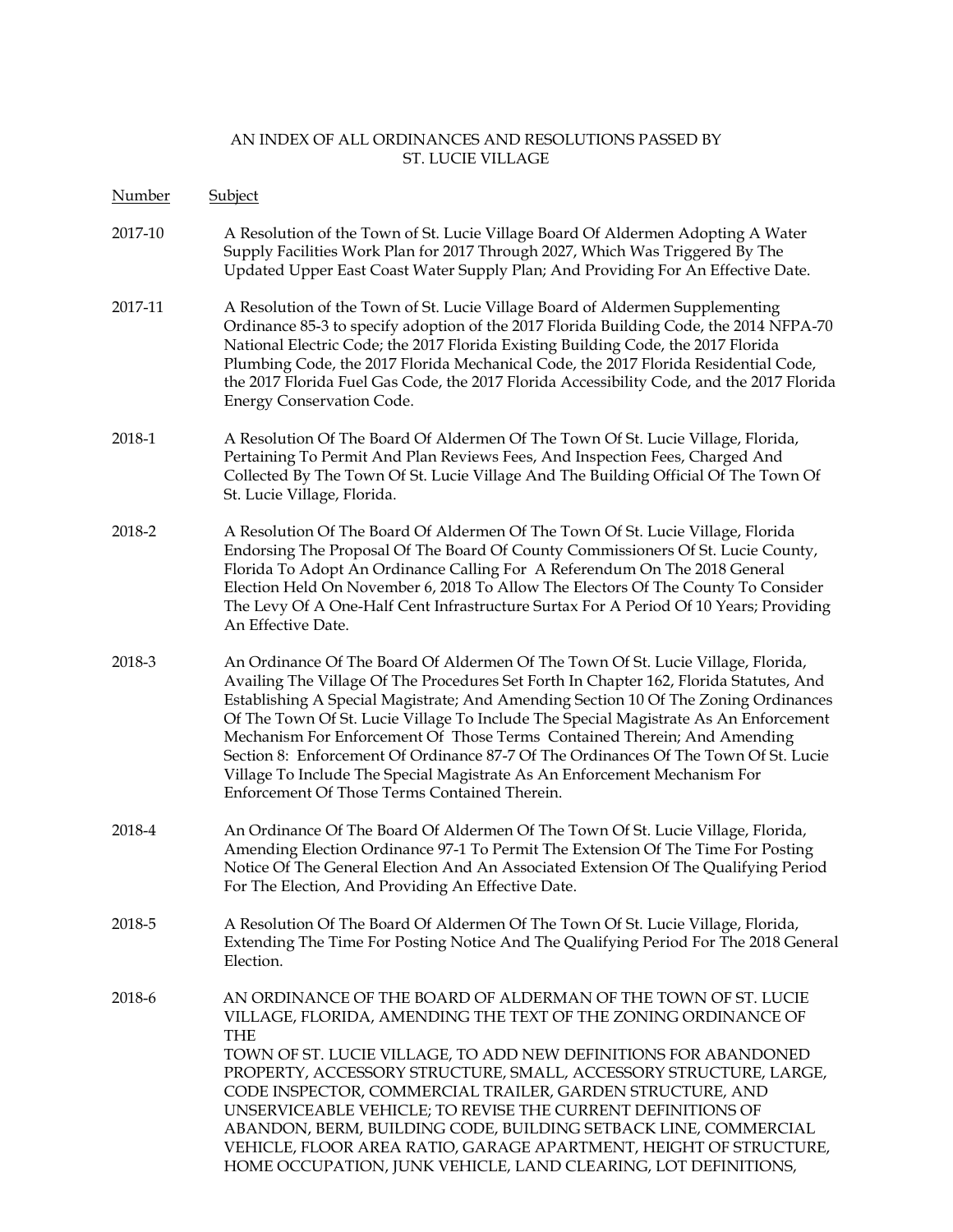AN INDEX OF ALL ORDINANCES AND RESOLUTIONS PASSED BY
ST. LUCIE VILLAGE

| Number | Subject |
|---|---|
| 2017-10 | A Resolution of the Town of St. Lucie Village Board Of Aldermen Adopting A Water Supply Facilities Work Plan for 2017 Through 2027, Which Was Triggered By The Updated Upper East Coast Water Supply Plan; And Providing For An Effective Date. |
| 2017-11 | A Resolution of the Town of St. Lucie Village Board of Aldermen Supplementing Ordinance 85-3 to specify adoption of the 2017 Florida Building Code, the 2014 NFPA-70 National Electric Code; the 2017 Florida Existing Building Code, the 2017 Florida Plumbing Code, the 2017 Florida Mechanical Code, the 2017 Florida Residential Code, the 2017 Florida Fuel Gas Code, the 2017 Florida Accessibility Code, and the 2017 Florida Energy Conservation Code. |
| 2018-1 | A Resolution Of The Board Of Aldermen Of The Town Of St. Lucie Village, Florida, Pertaining To Permit And Plan Reviews Fees, And Inspection Fees, Charged And Collected By The Town Of St. Lucie Village And The Building Official Of The Town Of St. Lucie Village, Florida. |
| 2018-2 | A Resolution Of The Board Of Aldermen Of The Town Of St. Lucie Village, Florida Endorsing The Proposal Of The Board Of County Commissioners Of St. Lucie County, Florida To Adopt An Ordinance Calling For A Referendum On The 2018 General Election Held On November 6, 2018 To Allow The Electors Of The County To Consider The Levy Of A One-Half Cent Infrastructure Surtax For A Period Of 10 Years; Providing An Effective Date. |
| 2018-3 | An Ordinance Of The Board Of Aldermen Of The Town Of St. Lucie Village, Florida, Availing The Village Of The Procedures Set Forth In Chapter 162, Florida Statutes, And Establishing A Special Magistrate; And Amending Section 10 Of The Zoning Ordinances Of The Town Of St. Lucie Village To Include The Special Magistrate As An Enforcement Mechanism For Enforcement Of Those Terms Contained Therein; And Amending Section 8: Enforcement Of Ordinance 87-7 Of The Ordinances Of The Town Of St. Lucie Village To Include The Special Magistrate As An Enforcement Mechanism For Enforcement Of Those Terms Contained Therein. |
| 2018-4 | An Ordinance Of The Board Of Aldermen Of The Town Of St. Lucie Village, Florida, Amending Election Ordinance 97-1 To Permit The Extension Of The Time For Posting Notice Of The General Election And An Associated Extension Of The Qualifying Period For The Election, And Providing An Effective Date. |
| 2018-5 | A Resolution Of The Board Of Aldermen Of The Town Of St. Lucie Village, Florida, Extending The Time For Posting Notice And The Qualifying Period For The 2018 General Election. |
| 2018-6 | AN ORDINANCE OF THE BOARD OF ALDERMAN OF THE TOWN OF ST. LUCIE VILLAGE, FLORIDA, AMENDING THE TEXT OF THE ZONING ORDINANCE OF THE TOWN OF ST. LUCIE VILLAGE, TO ADD NEW DEFINITIONS FOR ABANDONED PROPERTY, ACCESSORY STRUCTURE, SMALL, ACCESSORY STRUCTURE, LARGE, CODE INSPECTOR, COMMERCIAL TRAILER, GARDEN STRUCTURE, AND UNSERVICEABLE VEHICLE; TO REVISE THE CURRENT DEFINITIONS OF ABANDON, BERM, BUILDING CODE, BUILDING SETBACK LINE, COMMERCIAL VEHICLE, FLOOR AREA RATIO, GARAGE APARTMENT, HEIGHT OF STRUCTURE, HOME OCCUPATION, JUNK VEHICLE, LAND CLEARING, LOT DEFINITIONS, |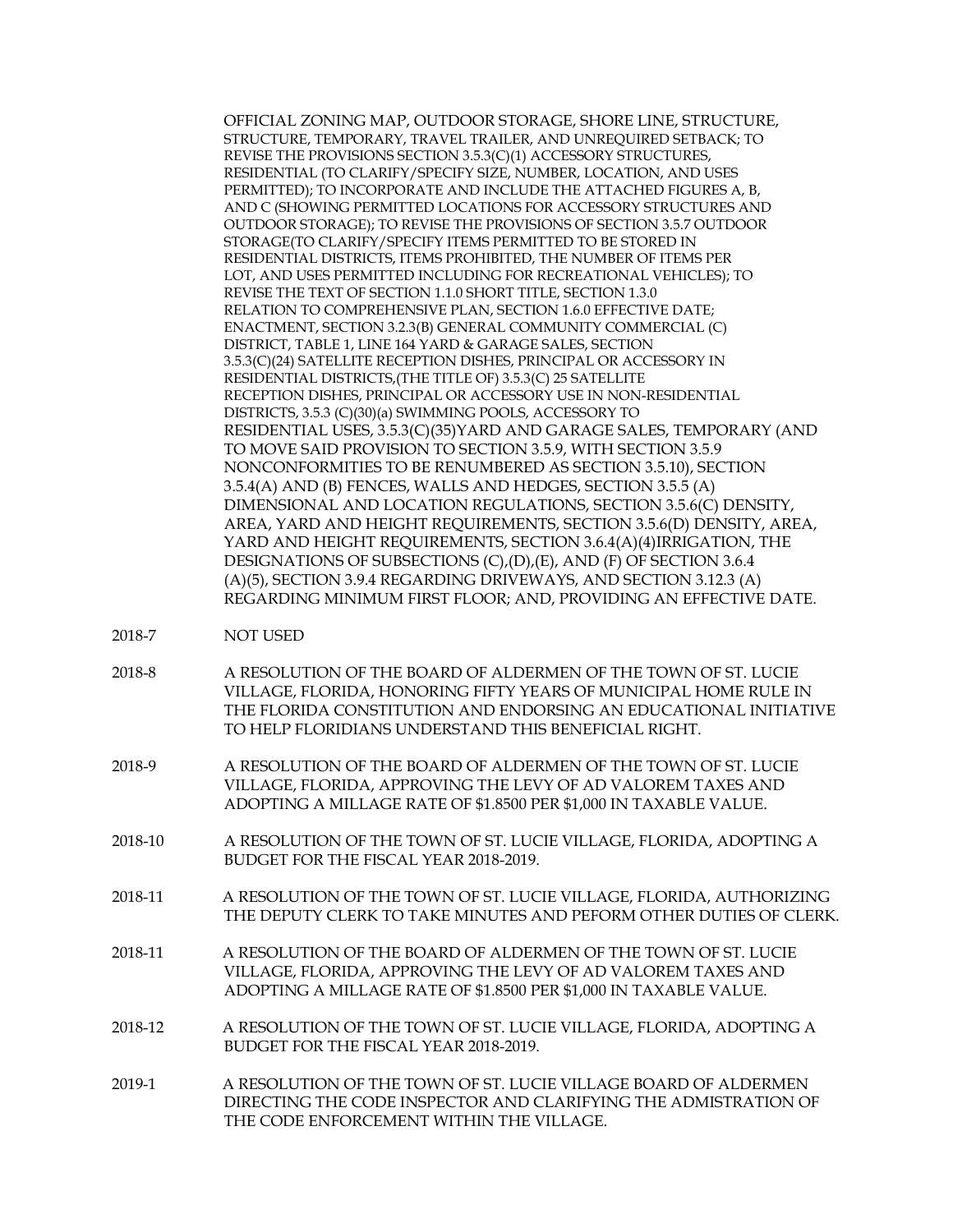OFFICIAL ZONING MAP, OUTDOOR STORAGE, SHORE LINE, STRUCTURE, STRUCTURE, TEMPORARY, TRAVEL TRAILER, AND UNREQUIRED SETBACK; TO REVISE THE PROVISIONS SECTION 3.5.3(C)(1) ACCESSORY STRUCTURES, RESIDENTIAL (TO CLARIFY/SPECIFY SIZE, NUMBER, LOCATION, AND USES PERMITTED); TO INCORPORATE AND INCLUDE THE ATTACHED FIGURES A, B, AND C (SHOWING PERMITTED LOCATIONS FOR ACCESSORY STRUCTURES AND OUTDOOR STORAGE); TO REVISE THE PROVISIONS OF SECTION 3.5.7 OUTDOOR STORAGE(TO CLARIFY/SPECIFY ITEMS PERMITTED TO BE STORED IN RESIDENTIAL DISTRICTS, ITEMS PROHIBITED, THE NUMBER OF ITEMS PER LOT, AND USES PERMITTED INCLUDING FOR RECREATIONAL VEHICLES); TO REVISE THE TEXT OF SECTION 1.1.0 SHORT TITLE, SECTION 1.3.0 RELATION TO COMPREHENSIVE PLAN, SECTION 1.6.0 EFFECTIVE DATE; ENACTMENT, SECTION 3.2.3(B) GENERAL COMMUNITY COMMERCIAL (C) DISTRICT, TABLE 1, LINE 164 YARD & GARAGE SALES, SECTION 3.5.3(C)(24) SATELLITE RECEPTION DISHES, PRINCIPAL OR ACCESSORY IN RESIDENTIAL DISTRICTS,(THE TITLE OF) 3.5.3(C) 25 SATELLITE RECEPTION DISHES, PRINCIPAL OR ACCESSORY USE IN NON-RESIDENTIAL DISTRICTS, 3.5.3 (C)(30)(a) SWIMMING POOLS, ACCESSORY TO RESIDENTIAL USES, 3.5.3(C)(35)YARD AND GARAGE SALES, TEMPORARY (AND TO MOVE SAID PROVISION TO SECTION 3.5.9, WITH SECTION 3.5.9 NONCONFORMITIES TO BE RENUMBERED AS SECTION 3.5.10), SECTION 3.5.4(A) AND (B) FENCES, WALLS AND HEDGES, SECTION 3.5.5 (A) DIMENSIONAL AND LOCATION REGULATIONS, SECTION 3.5.6(C) DENSITY, AREA, YARD AND HEIGHT REQUIREMENTS, SECTION 3.5.6(D) DENSITY, AREA, YARD AND HEIGHT REQUIREMENTS, SECTION 3.6.4(A)(4)IRRIGATION, THE DESIGNATIONS OF SUBSECTIONS (C),(D),(E), AND (F) OF SECTION 3.6.4 (A)(5), SECTION 3.9.4 REGARDING DRIVEWAYS, AND SECTION 3.12.3 (A) REGARDING MINIMUM FIRST FLOOR; AND, PROVIDING AN EFFECTIVE DATE.

2018-7 NOT USED

2018-8 A RESOLUTION OF THE BOARD OF ALDERMEN OF THE TOWN OF ST. LUCIE VILLAGE, FLORIDA, HONORING FIFTY YEARS OF MUNICIPAL HOME RULE IN THE FLORIDA CONSTITUTION AND ENDORSING AN EDUCATIONAL INITIATIVE TO HELP FLORIDIANS UNDERSTAND THIS BENEFICIAL RIGHT.

2018-9 A RESOLUTION OF THE BOARD OF ALDERMEN OF THE TOWN OF ST. LUCIE VILLAGE, FLORIDA, APPROVING THE LEVY OF AD VALOREM TAXES AND ADOPTING A MILLAGE RATE OF $1.8500 PER $1,000 IN TAXABLE VALUE.

2018-10 A RESOLUTION OF THE TOWN OF ST. LUCIE VILLAGE, FLORIDA, ADOPTING A BUDGET FOR THE FISCAL YEAR 2018-2019.

2018-11 A RESOLUTION OF THE TOWN OF ST. LUCIE VILLAGE, FLORIDA, AUTHORIZING THE DEPUTY CLERK TO TAKE MINUTES AND PEFORM OTHER DUTIES OF CLERK.

2018-11 A RESOLUTION OF THE BOARD OF ALDERMEN OF THE TOWN OF ST. LUCIE VILLAGE, FLORIDA, APPROVING THE LEVY OF AD VALOREM TAXES AND ADOPTING A MILLAGE RATE OF $1.8500 PER $1,000 IN TAXABLE VALUE.

2018-12 A RESOLUTION OF THE TOWN OF ST. LUCIE VILLAGE, FLORIDA, ADOPTING A BUDGET FOR THE FISCAL YEAR 2018-2019.

2019-1 A RESOLUTION OF THE TOWN OF ST. LUCIE VILLAGE BOARD OF ALDERMEN DIRECTING THE CODE INSPECTOR AND CLARIFYING THE ADMISTRATION OF THE CODE ENFORCEMENT WITHIN THE VILLAGE.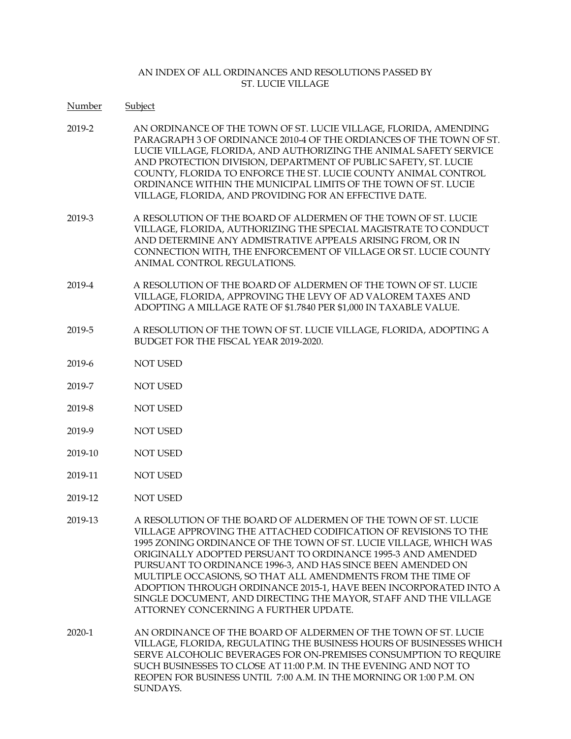AN INDEX OF ALL ORDINANCES AND RESOLUTIONS PASSED BY
ST. LUCIE VILLAGE

| Number | Subject |
|---|---|
| 2019-2 | AN ORDINANCE OF THE TOWN OF ST. LUCIE VILLAGE, FLORIDA, AMENDING PARAGRAPH 3 OF ORDINANCE 2010-4 OF THE ORDIANCES OF THE TOWN OF ST. LUCIE VILLAGE, FLORIDA, AND AUTHORIZING THE ANIMAL SAFETY SERVICE AND PROTECTION DIVISION, DEPARTMENT OF PUBLIC SAFETY, ST. LUCIE COUNTY, FLORIDA TO ENFORCE THE ST. LUCIE COUNTY ANIMAL CONTROL ORDINANCE WITHIN THE MUNICIPAL LIMITS OF THE TOWN OF ST. LUCIE VILLAGE, FLORIDA, AND PROVIDING FOR AN EFFECTIVE DATE. |
| 2019-3 | A RESOLUTION OF THE BOARD OF ALDERMEN OF THE TOWN OF ST. LUCIE VILLAGE, FLORIDA, AUTHORIZING THE SPECIAL MAGISTRATE TO CONDUCT AND DETERMINE ANY ADMISTRATIVE APPEALS ARISING FROM, OR IN CONNECTION WITH, THE ENFORCEMENT OF VILLAGE OR ST. LUCIE COUNTY ANIMAL CONTROL REGULATIONS. |
| 2019-4 | A RESOLUTION OF THE BOARD OF ALDERMEN OF THE TOWN OF ST. LUCIE VILLAGE, FLORIDA, APPROVING THE LEVY OF AD VALOREM TAXES AND ADOPTING A MILLAGE RATE OF $1.7840 PER $1,000 IN TAXABLE VALUE. |
| 2019-5 | A RESOLUTION OF THE TOWN OF ST. LUCIE VILLAGE, FLORIDA, ADOPTING A BUDGET FOR THE FISCAL YEAR 2019-2020. |
| 2019-6 | NOT USED |
| 2019-7 | NOT USED |
| 2019-8 | NOT USED |
| 2019-9 | NOT USED |
| 2019-10 | NOT USED |
| 2019-11 | NOT USED |
| 2019-12 | NOT USED |
| 2019-13 | A RESOLUTION OF THE BOARD OF ALDERMEN OF THE TOWN OF ST. LUCIE VILLAGE APPROVING THE ATTACHED CODIFICATION OF REVISIONS TO THE 1995 ZONING ORDINANCE OF THE TOWN OF ST. LUCIE VILLAGE, WHICH WAS ORIGINALLY ADOPTED PURSUANT TO ORDINANCE 1995-3 AND AMENDED PURSUANT TO ORDINANCE 1996-3, AND HAS SINCE BEEN AMENDED ON MULTIPLE OCCASIONS, SO THAT ALL AMENDMENTS FROM THE TIME OF ADOPTION THROUGH ORDINANCE 2015-1, HAVE BEEN INCORPORATED INTO A SINGLE DOCUMENT, AND DIRECTING THE MAYOR, STAFF AND THE VILLAGE ATTORNEY CONCERNING A FURTHER UPDATE. |
| 2020-1 | AN ORDINANCE OF THE BOARD OF ALDERMEN OF THE TOWN OF ST. LUCIE VILLAGE, FLORIDA, REGULATING THE BUSINESS HOURS OF BUSINESSES WHICH SERVE ALCOHOLIC BEVERAGES FOR ON-PREMISES CONSUMPTION TO REQUIRE SUCH BUSINESSES TO CLOSE AT 11:00 P.M. IN THE EVENING AND NOT TO REOPEN FOR BUSINESS UNTIL 7:00 A.M. IN THE MORNING OR 1:00 P.M. ON SUNDAYS. |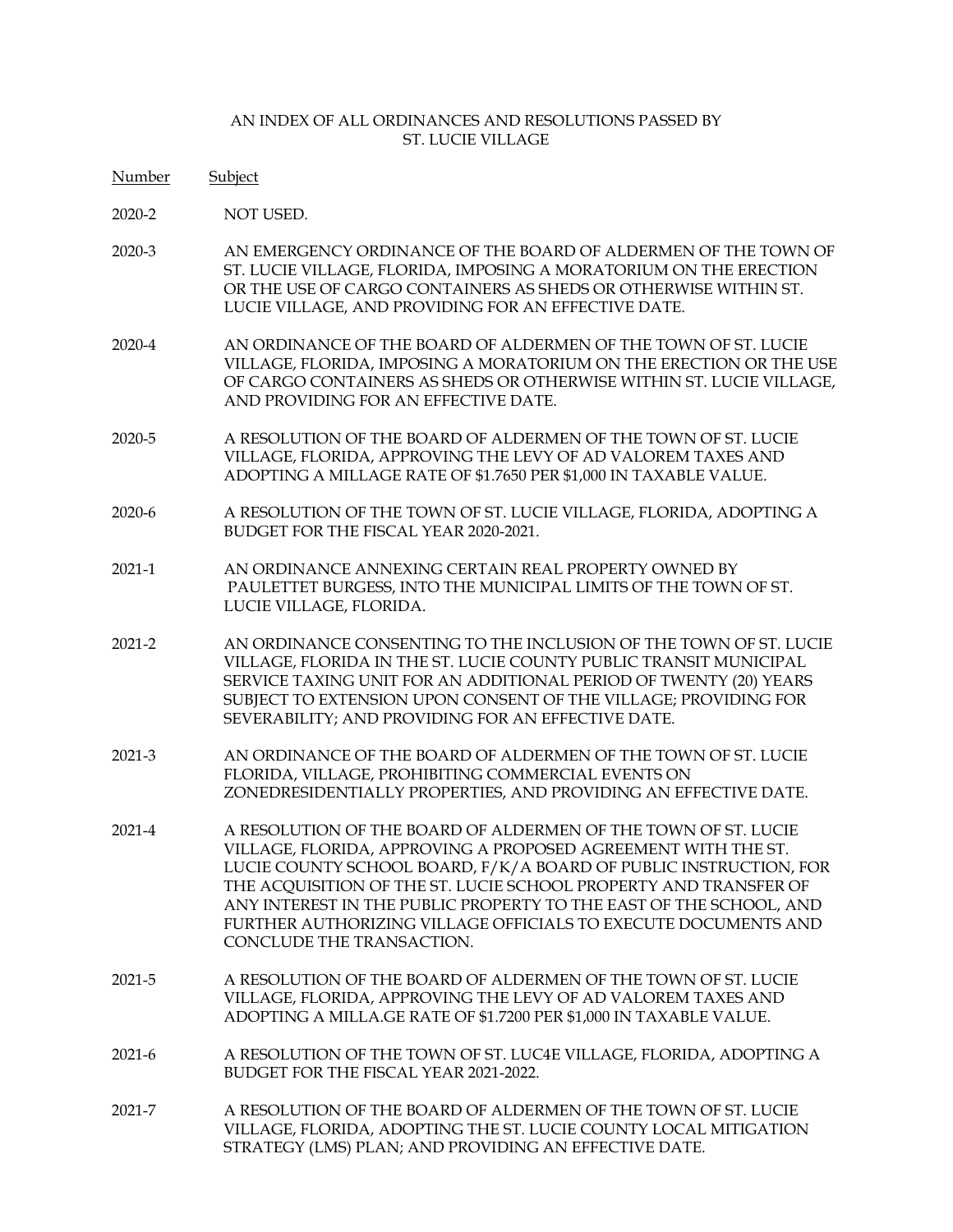AN INDEX OF ALL ORDINANCES AND RESOLUTIONS PASSED BY ST. LUCIE VILLAGE

| Number | Subject |
|---|---|
| 2020-2 | NOT USED. |
| 2020-3 | AN EMERGENCY ORDINANCE OF THE BOARD OF ALDERMEN OF THE TOWN OF ST. LUCIE VILLAGE, FLORIDA, IMPOSING A MORATORIUM ON THE ERECTION OR THE USE OF CARGO CONTAINERS AS SHEDS OR OTHERWISE WITHIN ST. LUCIE VILLAGE, AND PROVIDING FOR AN EFFECTIVE DATE. |
| 2020-4 | AN ORDINANCE OF THE BOARD OF ALDERMEN OF THE TOWN OF ST. LUCIE VILLAGE, FLORIDA, IMPOSING A MORATORIUM ON THE ERECTION OR THE USE OF CARGO CONTAINERS AS SHEDS OR OTHERWISE WITHIN ST. LUCIE VILLAGE, AND PROVIDING FOR AN EFFECTIVE DATE. |
| 2020-5 | A RESOLUTION OF THE BOARD OF ALDERMEN OF THE TOWN OF ST. LUCIE VILLAGE, FLORIDA, APPROVING THE LEVY OF AD VALOREM TAXES AND ADOPTING A MILLAGE RATE OF $1.7650 PER $1,000 IN TAXABLE VALUE. |
| 2020-6 | A RESOLUTION OF THE TOWN OF ST. LUCIE VILLAGE, FLORIDA, ADOPTING A BUDGET FOR THE FISCAL YEAR 2020-2021. |
| 2021-1 | AN ORDINANCE ANNEXING CERTAIN REAL PROPERTY OWNED BY PAULETTET BURGESS, INTO THE MUNICIPAL LIMITS OF THE TOWN OF ST. LUCIE VILLAGE, FLORIDA. |
| 2021-2 | AN ORDINANCE CONSENTING TO THE INCLUSION OF THE TOWN OF ST. LUCIE VILLAGE, FLORIDA IN THE ST. LUCIE COUNTY PUBLIC TRANSIT MUNICIPAL SERVICE TAXING UNIT FOR AN ADDITIONAL PERIOD OF TWENTY (20) YEARS SUBJECT TO EXTENSION UPON CONSENT OF THE VILLAGE; PROVIDING FOR SEVERABILITY; AND PROVIDING FOR AN EFFECTIVE DATE. |
| 2021-3 | AN ORDINANCE OF THE BOARD OF ALDERMEN OF THE TOWN OF ST. LUCIE FLORIDA, VILLAGE, PROHIBITING COMMERCIAL EVENTS ON ZONEDRESIDENTIALLY PROPERTIES, AND PROVIDING AN EFFECTIVE DATE. |
| 2021-4 | A RESOLUTION OF THE BOARD OF ALDERMEN OF THE TOWN OF ST. LUCIE VILLAGE, FLORIDA, APPROVING A PROPOSED AGREEMENT WITH THE ST. LUCIE COUNTY SCHOOL BOARD, F/K/A BOARD OF PUBLIC INSTRUCTION, FOR THE ACQUISITION OF THE ST. LUCIE SCHOOL PROPERTY AND TRANSFER OF ANY INTEREST IN THE PUBLIC PROPERTY TO THE EAST OF THE SCHOOL, AND FURTHER AUTHORIZING VILLAGE OFFICIALS TO EXECUTE DOCUMENTS AND CONCLUDE THE TRANSACTION. |
| 2021-5 | A RESOLUTION OF THE BOARD OF ALDERMEN OF THE TOWN OF ST. LUCIE VILLAGE, FLORIDA, APPROVING THE LEVY OF AD VALOREM TAXES AND ADOPTING A MILLA.GE RATE OF $1.7200 PER $1,000 IN TAXABLE VALUE. |
| 2021-6 | A RESOLUTION OF THE TOWN OF ST. LUC4E VILLAGE, FLORIDA, ADOPTING A BUDGET FOR THE FISCAL YEAR 2021-2022. |
| 2021-7 | A RESOLUTION OF THE BOARD OF ALDERMEN OF THE TOWN OF ST. LUCIE VILLAGE, FLORIDA, ADOPTING THE ST. LUCIE COUNTY LOCAL MITIGATION STRATEGY (LMS) PLAN; AND PROVIDING AN EFFECTIVE DATE. |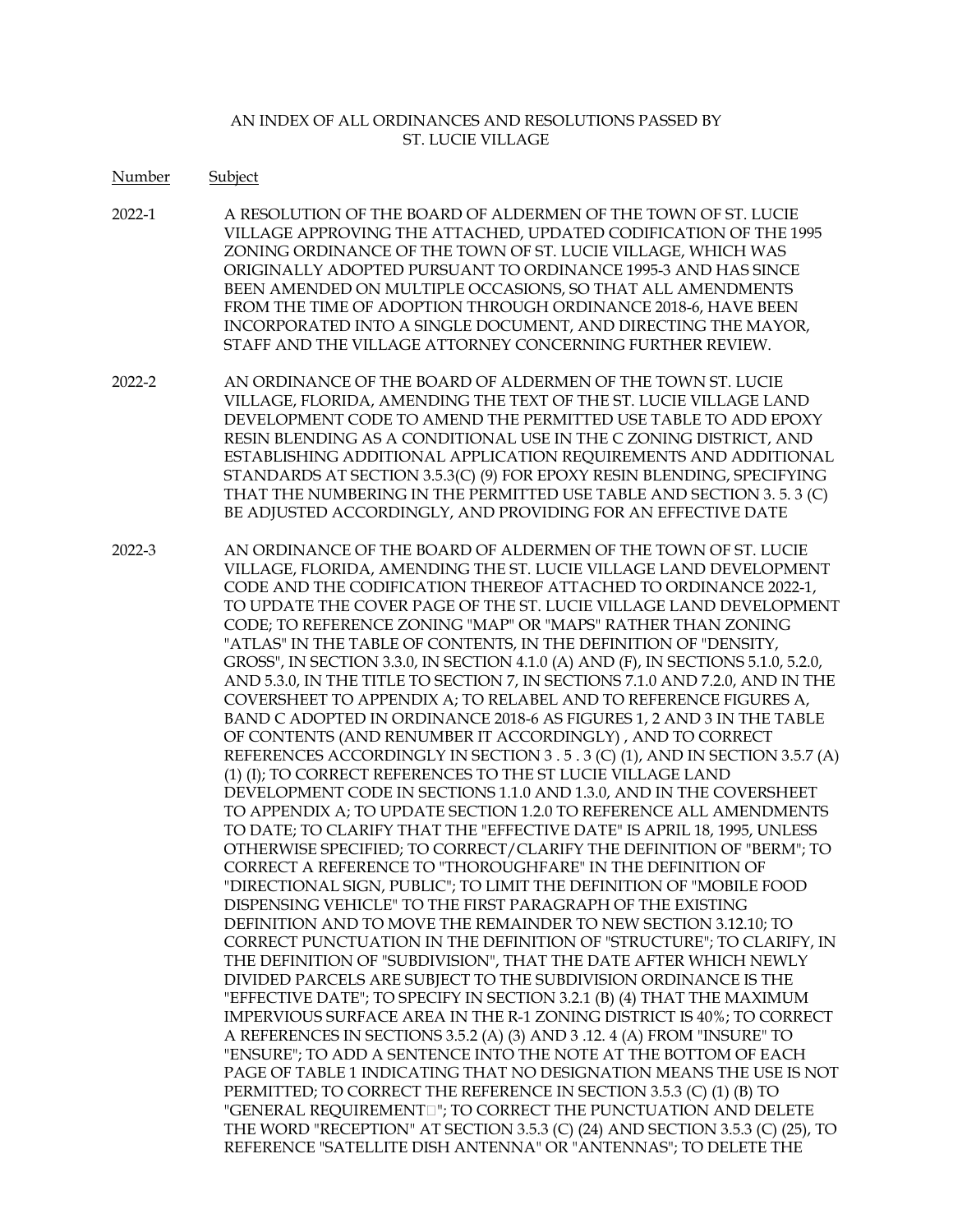AN INDEX OF ALL ORDINANCES AND RESOLUTIONS PASSED BY ST. LUCIE VILLAGE

| Number | Subject |
|---|---|
| 2022-1 | A RESOLUTION OF THE BOARD OF ALDERMEN OF THE TOWN OF ST. LUCIE VILLAGE APPROVING THE ATTACHED, UPDATED CODIFICATION OF THE 1995 ZONING ORDINANCE OF THE TOWN OF ST. LUCIE VILLAGE, WHICH WAS ORIGINALLY ADOPTED PURSUANT TO ORDINANCE 1995-3 AND HAS SINCE BEEN AMENDED ON MULTIPLE OCCASIONS, SO THAT ALL AMENDMENTS FROM THE TIME OF ADOPTION THROUGH ORDINANCE 2018-6, HAVE BEEN INCORPORATED INTO A SINGLE DOCUMENT, AND DIRECTING THE MAYOR, STAFF AND THE VILLAGE ATTORNEY CONCERNING FURTHER REVIEW. |
| 2022-2 | AN ORDINANCE OF THE BOARD OF ALDERMEN OF THE TOWN ST. LUCIE VILLAGE, FLORIDA, AMENDING THE TEXT OF THE ST. LUCIE VILLAGE LAND DEVELOPMENT CODE TO AMEND THE PERMITTED USE TABLE TO ADD EPOXY RESIN BLENDING AS A CONDITIONAL USE IN THE C ZONING DISTRICT, AND ESTABLISHING ADDITIONAL APPLICATION REQUIREMENTS AND ADDITIONAL STANDARDS AT SECTION 3.5.3(C) (9) FOR EPOXY RESIN BLENDING, SPECIFYING THAT THE NUMBERING IN THE PERMITTED USE TABLE AND SECTION 3. 5. 3 (C) BE ADJUSTED ACCORDINGLY, AND PROVIDING FOR AN EFFECTIVE DATE |
| 2022-3 | AN ORDINANCE OF THE BOARD OF ALDERMEN OF THE TOWN OF ST. LUCIE VILLAGE, FLORIDA, AMENDING THE ST. LUCIE VILLAGE LAND DEVELOPMENT CODE AND THE CODIFICATION THEREOF ATTACHED TO ORDINANCE 2022-1, TO UPDATE THE COVER PAGE OF THE ST. LUCIE VILLAGE LAND DEVELOPMENT CODE; TO REFERENCE ZONING "MAP" OR "MAPS" RATHER THAN ZONING "ATLAS" IN THE TABLE OF CONTENTS, IN THE DEFINITION OF "DENSITY, GROSS", IN SECTION 3.3.0, IN SECTION 4.1.0 (A) AND (F), IN SECTIONS 5.1.0, 5.2.0, AND 5.3.0, IN THE TITLE TO SECTION 7, IN SECTIONS 7.1.0 AND 7.2.0, AND IN THE COVERSHEET TO APPENDIX A; TO RELABEL AND TO REFERENCE FIGURES A, BAND C ADOPTED IN ORDINANCE 2018-6 AS FIGURES 1, 2 AND 3 IN THE TABLE OF CONTENTS (AND RENUMBER IT ACCORDINGLY) , AND TO CORRECT REFERENCES ACCORDINGLY IN SECTION 3 . 5 . 3 (C) (1), AND IN SECTION 3.5.7 (A) (1) (I); TO CORRECT REFERENCES TO THE ST LUCIE VILLAGE LAND DEVELOPMENT CODE IN SECTIONS 1.1.0 AND 1.3.0, AND IN THE COVERSHEET TO APPENDIX A; TO UPDATE SECTION 1.2.0 TO REFERENCE ALL AMENDMENTS TO DATE; TO CLARIFY THAT THE "EFFECTIVE DATE" IS APRIL 18, 1995, UNLESS OTHERWISE SPECIFIED; TO CORRECT/CLARIFY THE DEFINITION OF "BERM"; TO CORRECT A REFERENCE TO "THOROUGHFARE" IN THE DEFINITION OF "DIRECTIONAL SIGN, PUBLIC"; TO LIMIT THE DEFINITION OF "MOBILE FOOD DISPENSING VEHICLE" TO THE FIRST PARAGRAPH OF THE EXISTING DEFINITION AND TO MOVE THE REMAINDER TO NEW SECTION 3.12.10; TO CORRECT PUNCTUATION IN THE DEFINITION OF "STRUCTURE"; TO CLARIFY, IN THE DEFINITION OF "SUBDIVISION", THAT THE DATE AFTER WHICH NEWLY DIVIDED PARCELS ARE SUBJECT TO THE SUBDIVISION ORDINANCE IS THE "EFFECTIVE DATE"; TO SPECIFY IN SECTION 3.2.1 (B) (4) THAT THE MAXIMUM IMPERVIOUS SURFACE AREA IN THE R-1 ZONING DISTRICT IS 40%; TO CORRECT A REFERENCES IN SECTIONS 3.5.2 (A) (3) AND 3 .12. 4 (A) FROM "INSURE" TO "ENSURE"; TO ADD A SENTENCE INTO THE NOTE AT THE BOTTOM OF EACH PAGE OF TABLE 1 INDICATING THAT NO DESIGNATION MEANS THE USE IS NOT PERMITTED; TO CORRECT THE REFERENCE IN SECTION 3.5.3 (C) (1) (B) TO "GENERAL REQUIREMENT□"; TO CORRECT THE PUNCTUATION AND DELETE THE WORD "RECEPTION" AT SECTION 3.5.3 (C) (24) AND SECTION 3.5.3 (C) (25), TO REFERENCE "SATELLITE DISH ANTENNA" OR "ANTENNAS"; TO DELETE THE |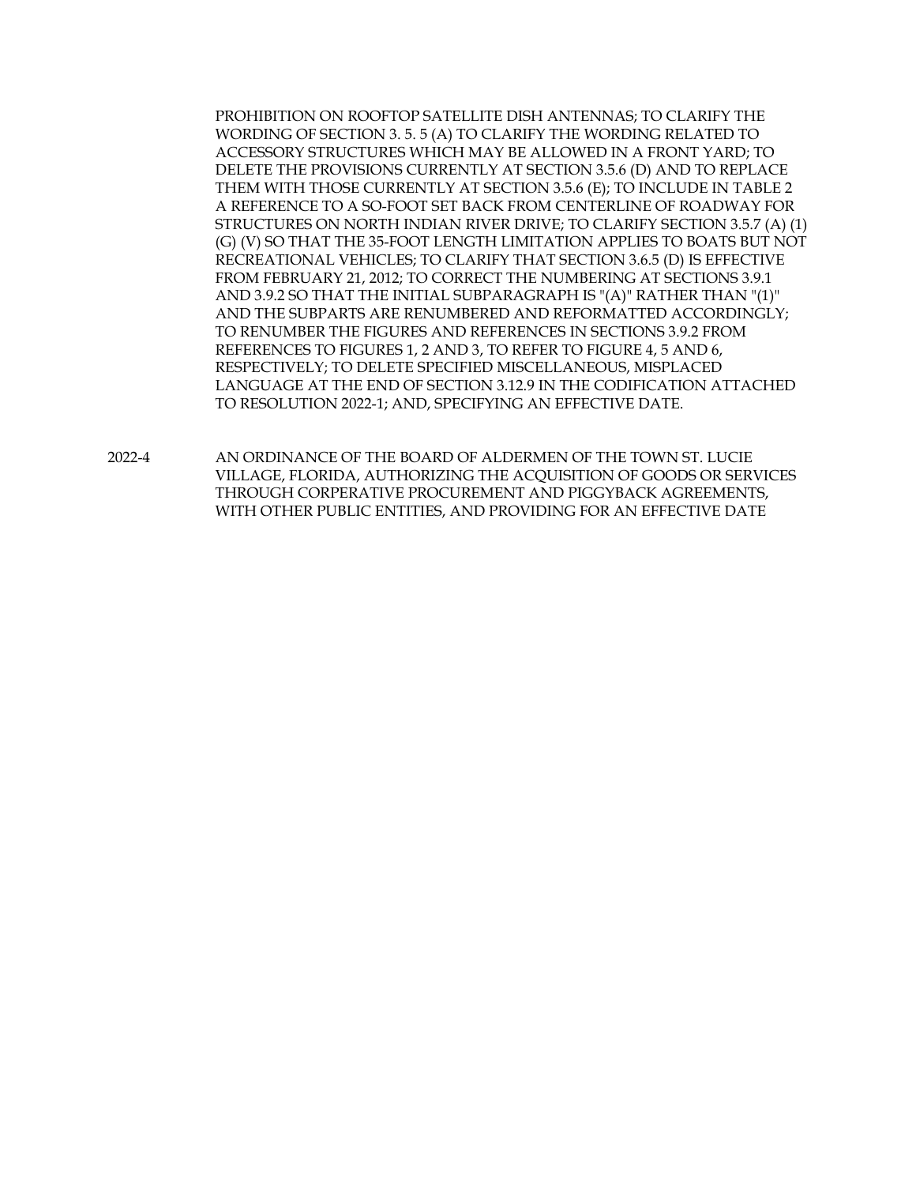PROHIBITION ON ROOFTOP SATELLITE DISH ANTENNAS; TO CLARIFY THE WORDING OF SECTION 3. 5. 5 (A) TO CLARIFY THE WORDING RELATED TO ACCESSORY STRUCTURES WHICH MAY BE ALLOWED IN A FRONT YARD; TO DELETE THE PROVISIONS CURRENTLY AT SECTION 3.5.6 (D) AND TO REPLACE THEM WITH THOSE CURRENTLY AT SECTION 3.5.6 (E); TO INCLUDE IN TABLE 2 A REFERENCE TO A SO-FOOT SET BACK FROM CENTERLINE OF ROADWAY FOR STRUCTURES ON NORTH INDIAN RIVER DRIVE; TO CLARIFY SECTION 3.5.7 (A) (1) (G) (V) SO THAT THE 35-FOOT LENGTH LIMITATION APPLIES TO BOATS BUT NOT RECREATIONAL VEHICLES; TO CLARIFY THAT SECTION 3.6.5 (D) IS EFFECTIVE FROM FEBRUARY 21, 2012; TO CORRECT THE NUMBERING AT SECTIONS 3.9.1 AND 3.9.2 SO THAT THE INITIAL SUBPARAGRAPH IS "(A)" RATHER THAN "(1)" AND THE SUBPARTS ARE RENUMBERED AND REFORMATTED ACCORDINGLY; TO RENUMBER THE FIGURES AND REFERENCES IN SECTIONS 3.9.2 FROM REFERENCES TO FIGURES 1, 2 AND 3, TO REFER TO FIGURE 4, 5 AND 6, RESPECTIVELY; TO DELETE SPECIFIED MISCELLANEOUS, MISPLACED LANGUAGE AT THE END OF SECTION 3.12.9 IN THE CODIFICATION ATTACHED TO RESOLUTION 2022-1; AND, SPECIFYING AN EFFECTIVE DATE.

2022-4 AN ORDINANCE OF THE BOARD OF ALDERMEN OF THE TOWN ST. LUCIE VILLAGE, FLORIDA, AUTHORIZING THE ACQUISITION OF GOODS OR SERVICES THROUGH CORPERATIVE PROCUREMENT AND PIGGYBACK AGREEMENTS, WITH OTHER PUBLIC ENTITIES, AND PROVIDING FOR AN EFFECTIVE DATE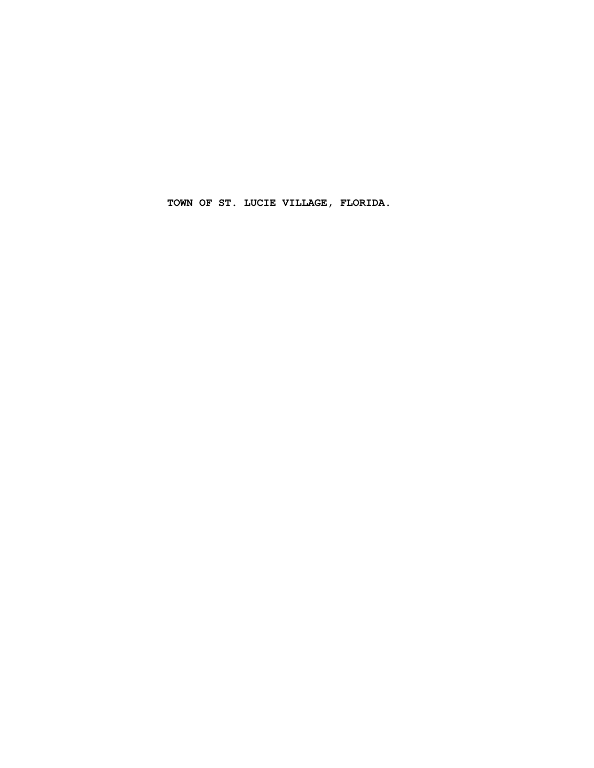**TOWN OF ST. LUCIE VILLAGE, FLORIDA.**